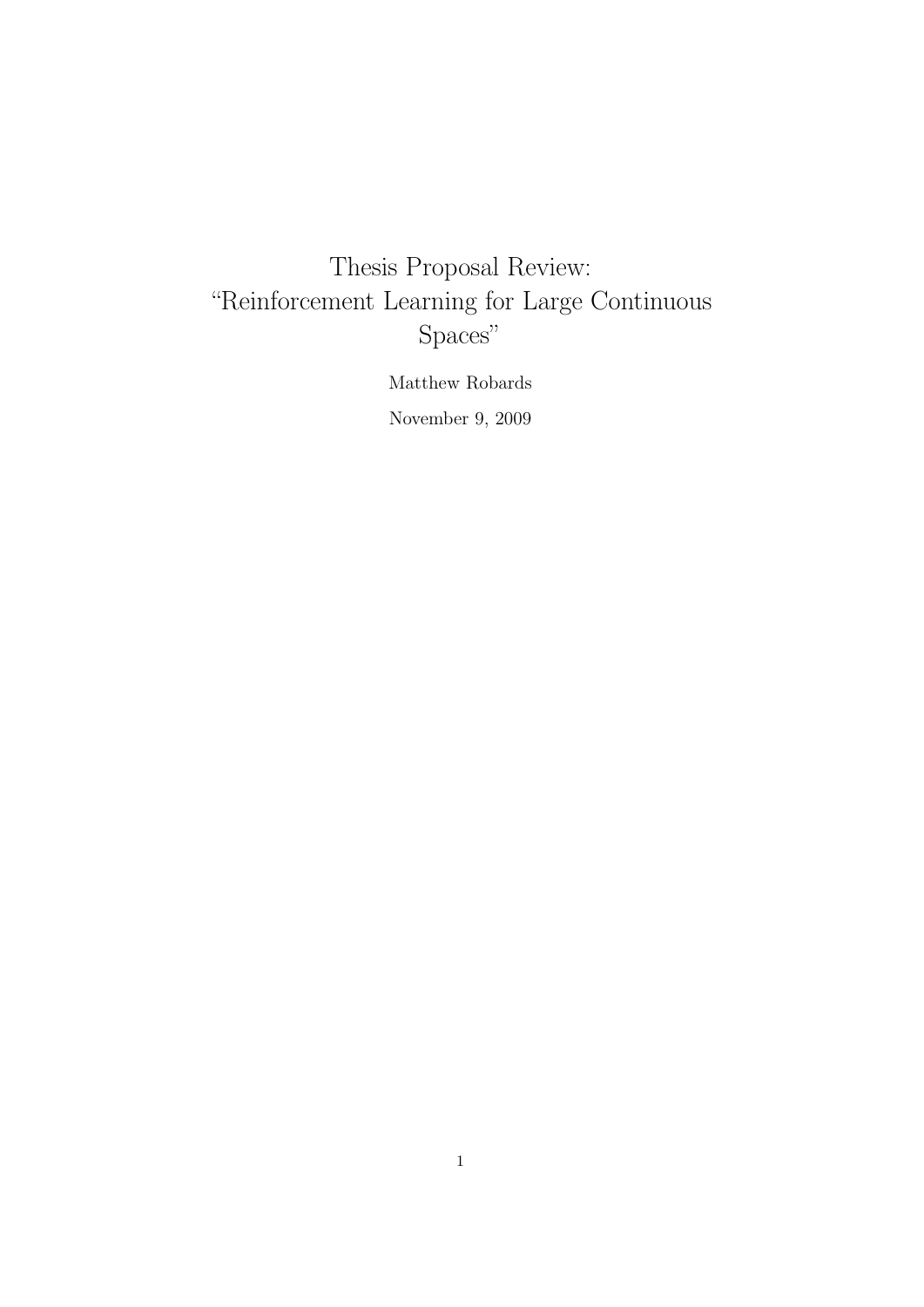# Thesis Proposal Review: "Reinforcement Learning for Large Continuous Spaces"

Matthew Robards

November 9, 2009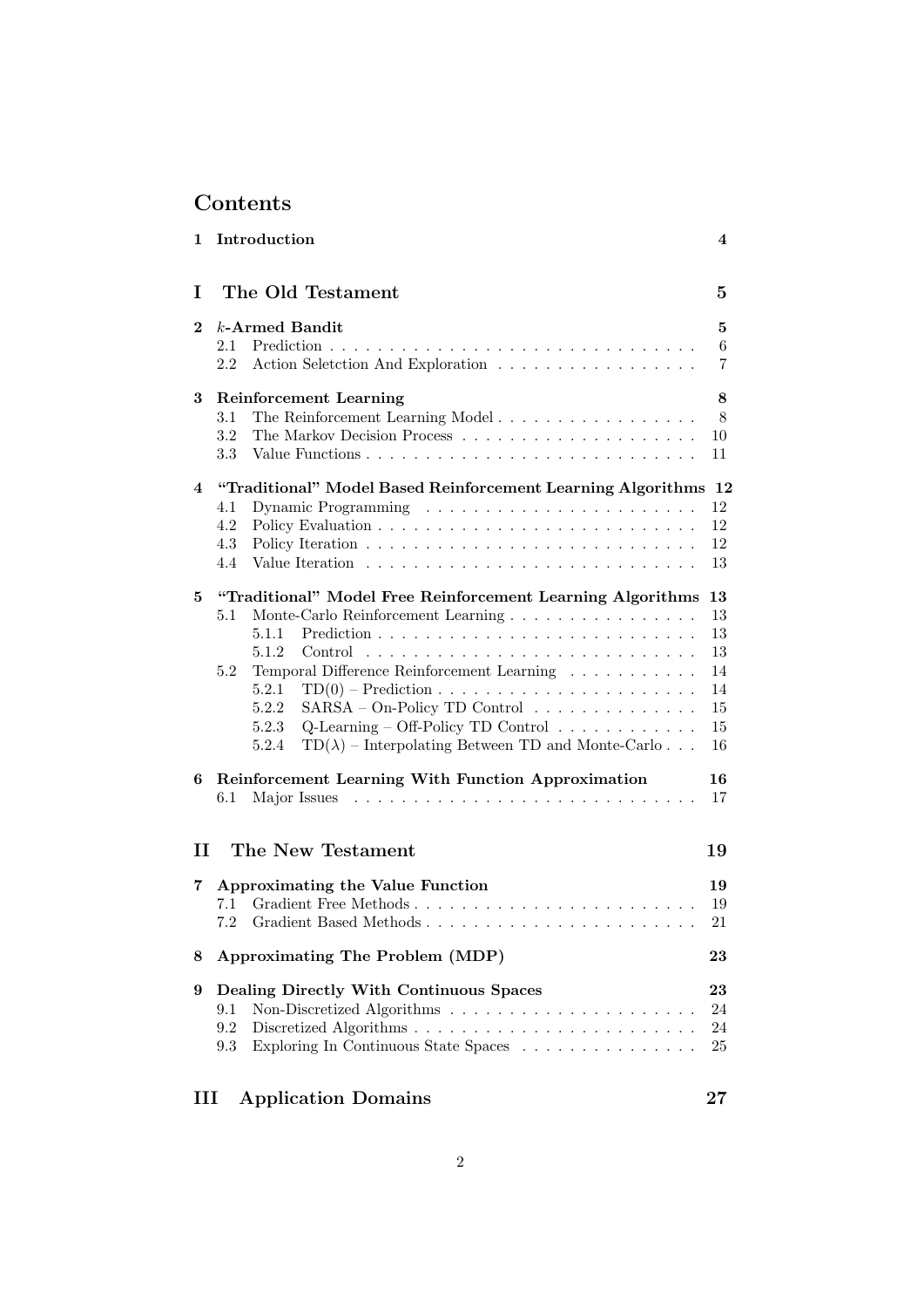# Contents

**1 Introduction** — 4

**I The Old Testament** — 5

**2 $k$-Armed Bandit** — 5
- 2.1 Prediction — 6
- 2.2 Action Seletction And Exploration — 7

**3 Reinforcement Learning** — 8
- 3.1 The Reinforcement Learning Model — 8
- 3.2 The Markov Decision Process — 10
- 3.3 Value Functions — 11

**4 "Traditional" Model Based Reinforcement Learning Algorithms** — 12
- 4.1 Dynamic Programming — 12
- 4.2 Policy Evaluation — 12
- 4.3 Policy Iteration — 12
- 4.4 Value Iteration — 13

**5 "Traditional" Model Free Reinforcement Learning Algorithms** — 13
- 5.1 Monte-Carlo Reinforcement Learning — 13
  - 5.1.1 Prediction — 13
  - 5.1.2 Control — 13
- 5.2 Temporal Difference Reinforcement Learning — 14
  - 5.2.1 TD(0) – Prediction — 14
  - 5.2.2 SARSA – On-Policy TD Control — 15
  - 5.2.3 Q-Learning – Off-Policy TD Control — 15
  - 5.2.4 TD($\lambda$) – Interpolating Between TD and Monte-Carlo — 16

**6 Reinforcement Learning With Function Approximation** — 16
- 6.1 Major Issues — 17

**II The New Testament** — 19

**7 Approximating the Value Function** — 19
- 7.1 Gradient Free Methods — 19
- 7.2 Gradient Based Methods — 21

**8 Approximating The Problem (MDP)** — 23

**9 Dealing Directly With Continuous Spaces** — 23
- 9.1 Non-Discretized Algorithms — 24
- 9.2 Discretized Algorithms — 24
- 9.3 Exploring In Continuous State Spaces — 25

**III Application Domains** — 27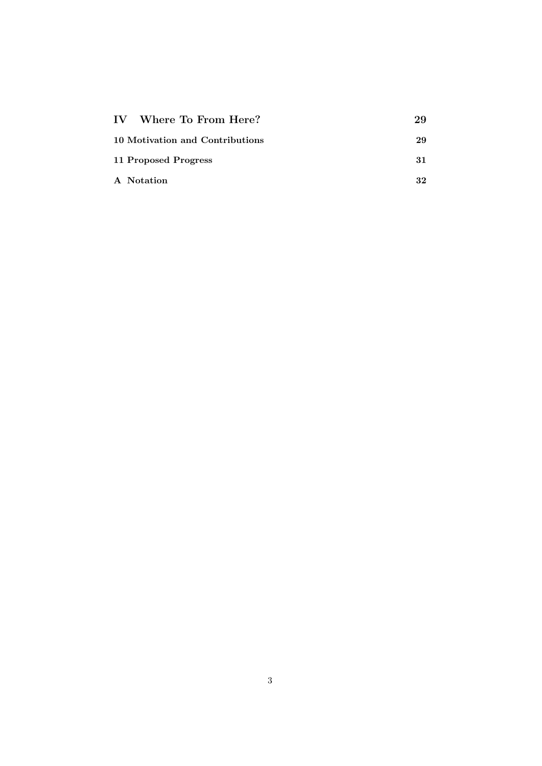| | |
|---|---|
| **IV Where To From Here?** | **29** |
| **10 Motivation and Contributions** | **29** |
| **11 Proposed Progress** | **31** |
| **A Notation** | **32** |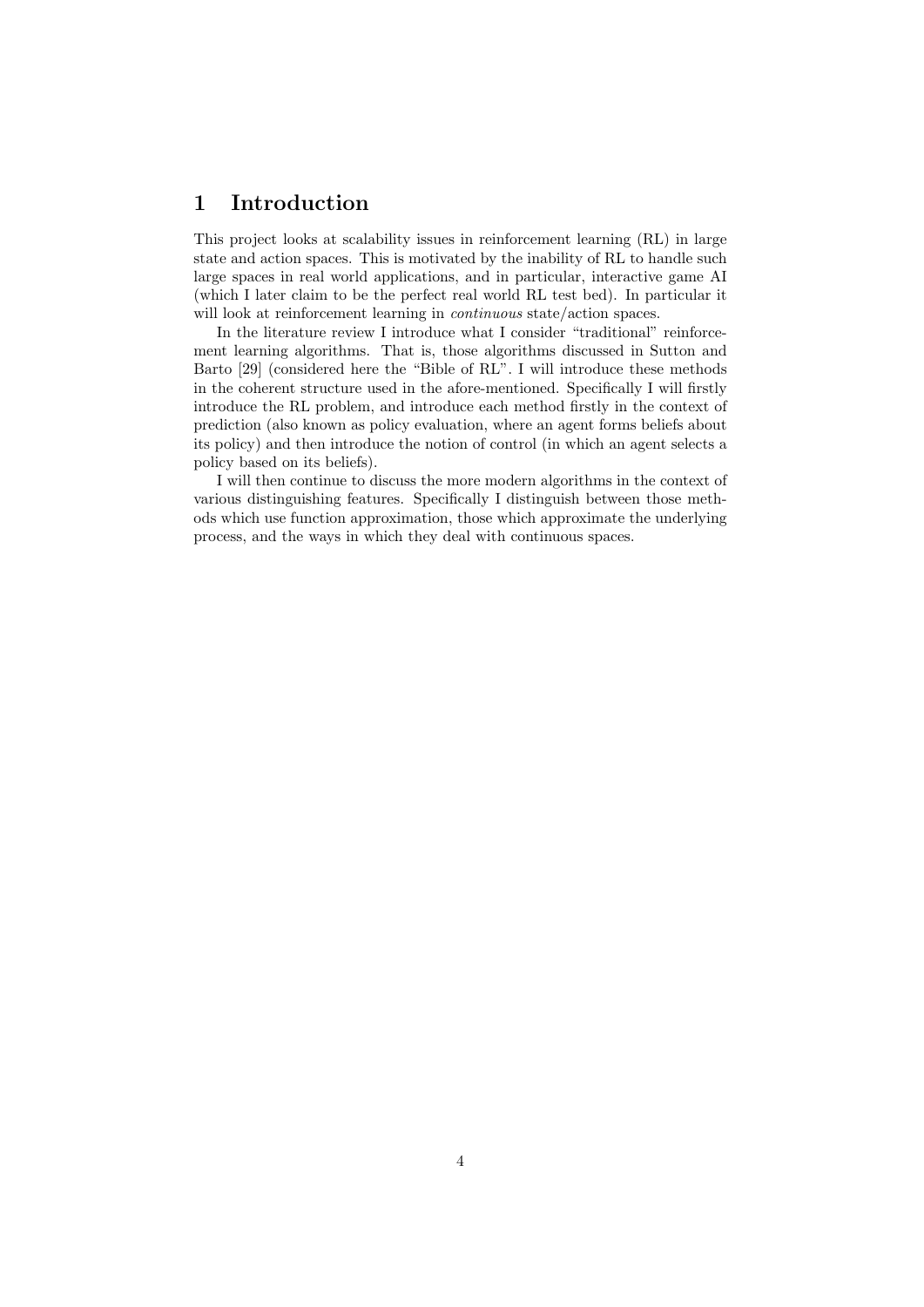# 1 Introduction

This project looks at scalability issues in reinforcement learning (RL) in large state and action spaces. This is motivated by the inability of RL to handle such large spaces in real world applications, and in particular, interactive game AI (which I later claim to be the perfect real world RL test bed). In particular it will look at reinforcement learning in *continuous* state/action spaces.

In the literature review I introduce what I consider "traditional" reinforcement learning algorithms. That is, those algorithms discussed in Sutton and Barto [29] (considered here the "Bible of RL". I will introduce these methods in the coherent structure used in the afore-mentioned. Specifically I will firstly introduce the RL problem, and introduce each method firstly in the context of prediction (also known as policy evaluation, where an agent forms beliefs about its policy) and then introduce the notion of control (in which an agent selects a policy based on its beliefs).

I will then continue to discuss the more modern algorithms in the context of various distinguishing features. Specifically I distinguish between those methods which use function approximation, those which approximate the underlying process, and the ways in which they deal with continuous spaces.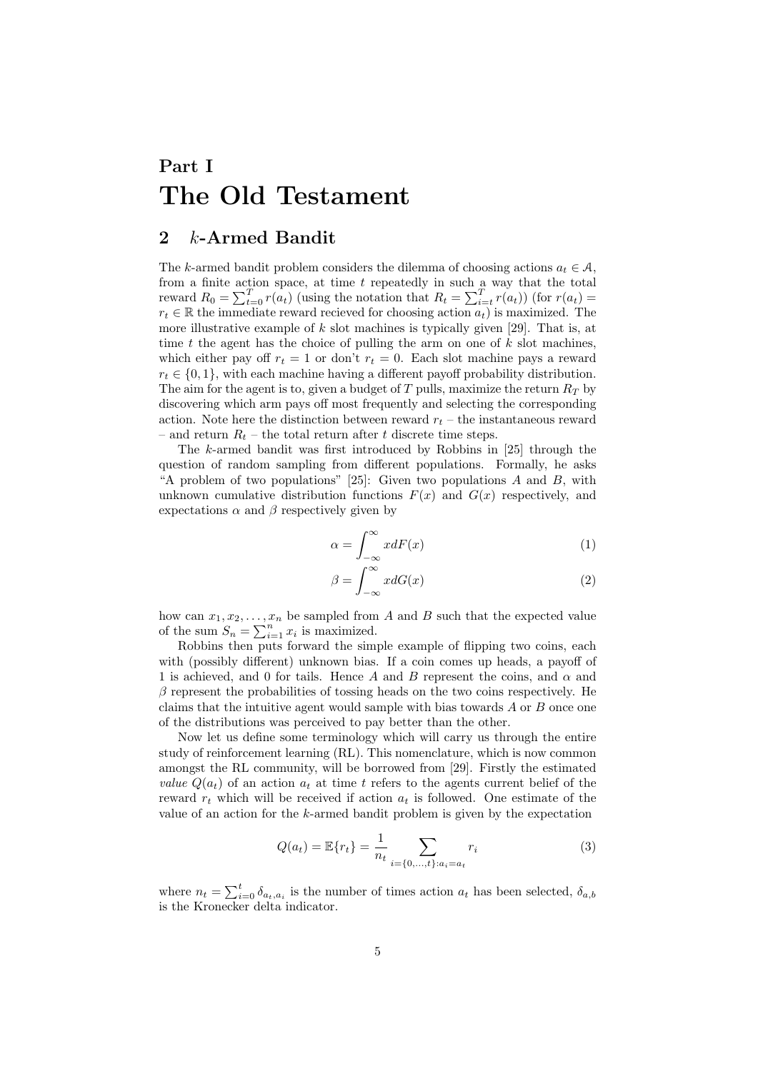# Part I

# The Old Testament

## 2 $k$-Armed Bandit

The $k$-armed bandit problem considers the dilemma of choosing actions $a_t \in \mathcal{A}$, from a finite action space, at time $t$ repeatedly in such a way that the total reward $R_0 = \sum_{t=0}^{T} r(a_t)$ (using the notation that $R_t = \sum_{i=t}^{T} r(a_t)$) (for $r(a_t) = r_t \in \mathbb{R}$ the immediate reward recieved for choosing action $a_t$) is maximized. The more illustrative example of $k$ slot machines is typically given [29]. That is, at time $t$ the agent has the choice of pulling the arm on one of $k$ slot machines, which either pay off $r_t = 1$ or don't $r_t = 0$. Each slot machine pays a reward $r_t \in \{0, 1\}$, with each machine having a different payoff probability distribution. The aim for the agent is to, given a budget of $T$ pulls, maximize the return $R_T$ by discovering which arm pays off most frequently and selecting the corresponding action. Note here the distinction between reward $r_t$ – the instantaneous reward – and return $R_t$ – the total return after $t$ discrete time steps.

The $k$-armed bandit was first introduced by Robbins in [25] through the question of random sampling from different populations. Formally, he asks "A problem of two populations" [25]: Given two populations $A$ and $B$, with unknown cumulative distribution functions $F(x)$ and $G(x)$ respectively, and expectations $\alpha$ and $\beta$ respectively given by

$$\alpha = \int_{-\infty}^{\infty} x dF(x) \tag{1}$$

$$\beta = \int_{-\infty}^{\infty} x dG(x) \tag{2}$$

how can $x_1, x_2, \ldots, x_n$ be sampled from $A$ and $B$ such that the expected value of the sum $S_n = \sum_{i=1}^{n} x_i$ is maximized.

Robbins then puts forward the simple example of flipping two coins, each with (possibly different) unknown bias. If a coin comes up heads, a payoff of 1 is achieved, and 0 for tails. Hence $A$ and $B$ represent the coins, and $\alpha$ and $\beta$ represent the probabilities of tossing heads on the two coins respectively. He claims that the intuitive agent would sample with bias towards $A$ or $B$ once one of the distributions was perceived to pay better than the other.

Now let us define some terminology which will carry us through the entire study of reinforcement learning (RL). This nomenclature, which is now common amongst the RL community, will be borrowed from [29]. Firstly the estimated *value* $Q(a_t)$ of an action $a_t$ at time $t$ refers to the agents current belief of the reward $r_t$ which will be received if action $a_t$ is followed. One estimate of the value of an action for the $k$-armed bandit problem is given by the expectation

$$Q(a_t) = \mathbb{E}\{r_t\} = \frac{1}{n_t} \sum_{i=\{0,\ldots,t\}:a_i=a_t} r_i \tag{3}$$

where $n_t = \sum_{i=0}^{t} \delta_{a_t, a_i}$ is the number of times action $a_t$ has been selected, $\delta_{a,b}$ is the Kronecker delta indicator.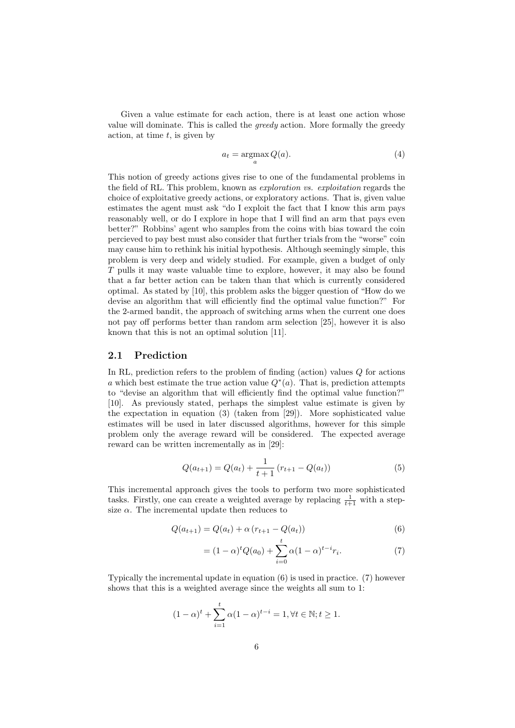Given a value estimate for each action, there is at least one action whose value will dominate. This is called the *greedy* action. More formally the greedy action, at time $t$, is given by

$$a_t = \operatorname*{argmax}_a Q(a). \tag{4}$$

This notion of greedy actions gives rise to one of the fundamental problems in the field of RL. This problem, known as *exploration vs. exploitation* regards the choice of exploitative greedy actions, or exploratory actions. That is, given value estimates the agent must ask "do I exploit the fact that I know this arm pays reasonably well, or do I explore in hope that I will find an arm that pays even better?" Robbins' agent who samples from the coins with bias toward the coin percieved to pay best must also consider that further trials from the "worse" coin may cause him to rethink his initial hypothesis. Although seemingly simple, this problem is very deep and widely studied. For example, given a budget of only $T$ pulls it may waste valuable time to explore, however, it may also be found that a far better action can be taken than that which is currently considered optimal. As stated by [10], this problem asks the bigger question of "How do we devise an algorithm that will efficiently find the optimal value function?" For the 2-armed bandit, the approach of switching arms when the current one does not pay off performs better than random arm selection [25], however it is also known that this is not an optimal solution [11].

## 2.1 Prediction

In RL, prediction refers to the problem of finding (action) values $Q$ for actions $a$ which best estimate the true action value $Q^*(a)$. That is, prediction attempts to "devise an algorithm that will efficiently find the optimal value function?" [10]. As previously stated, perhaps the simplest value estimate is given by the expectation in equation (3) (taken from [29]). More sophisticated value estimates will be used in later discussed algorithms, however for this simple problem only the average reward will be considered. The expected average reward can be written incrementally as in [29]:

$$Q(a_{t+1}) = Q(a_t) + \frac{1}{t+1}\left(r_{t+1} - Q(a_t)\right) \tag{5}$$

This incremental approach gives the tools to perform two more sophisticated tasks. Firstly, one can create a weighted average by replacing $\frac{1}{t+1}$ with a step-size $\alpha$. The incremental update then reduces to

$$Q(a_{t+1}) = Q(a_t) + \alpha\left(r_{t+1} - Q(a_t)\right) \tag{6}$$

$$= (1-\alpha)^t Q(a_0) + \sum_{i=0}^{t} \alpha(1-\alpha)^{t-i} r_i. \tag{7}$$

Typically the incremental update in equation (6) is used in practice. (7) however shows that this is a weighted average since the weights all sum to 1:

$$(1-\alpha)^t + \sum_{i=1}^{t} \alpha(1-\alpha)^{t-i} = 1, \forall t \in \mathbb{N}; t \geq 1.$$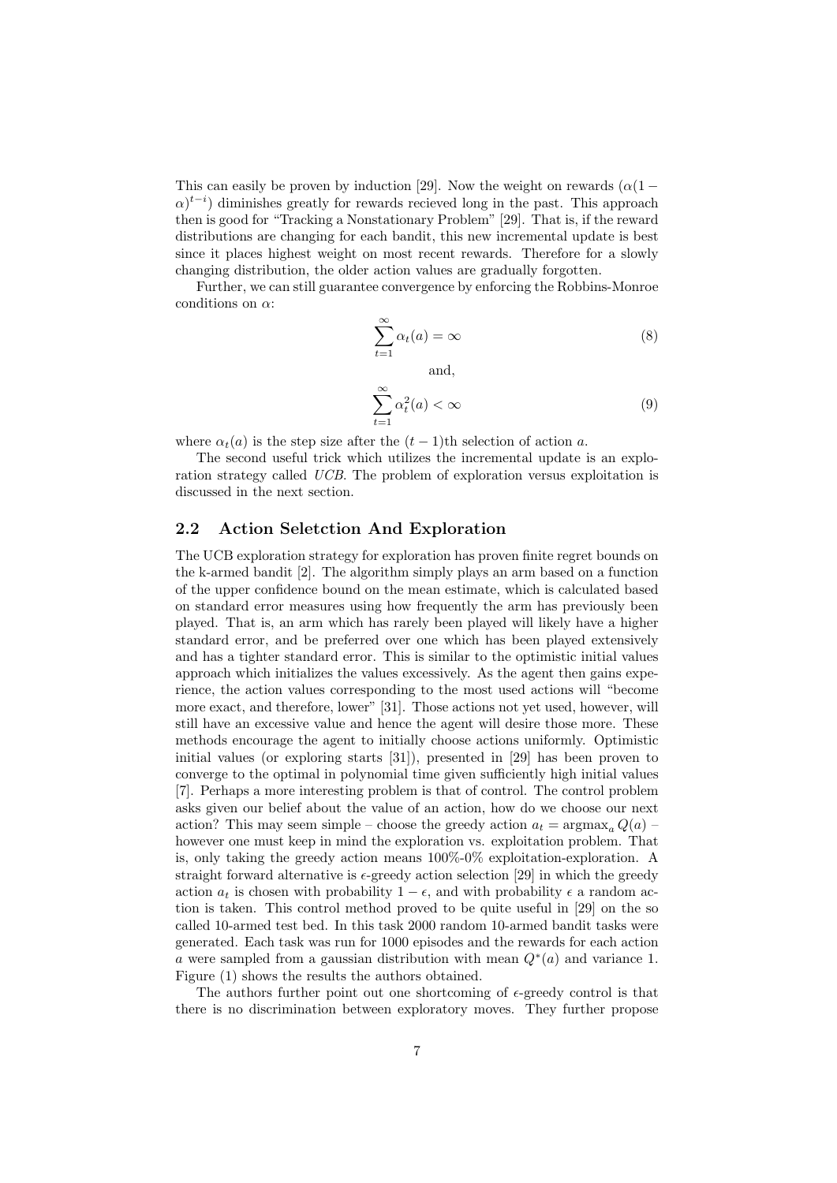This can easily be proven by induction [29]. Now the weight on rewards ($\alpha(1-\alpha)^{t-i}$) diminishes greatly for rewards recieved long in the past. This approach then is good for "Tracking a Nonstationary Problem" [29]. That is, if the reward distributions are changing for each bandit, this new incremental update is best since it places highest weight on most recent rewards. Therefore for a slowly changing distribution, the older action values are gradually forgotten.

Further, we can still guarantee convergence by enforcing the Robbins-Monroe conditions on $\alpha$:

$$\sum_{t=1}^{\infty} \alpha_t(a) = \infty \tag{8}$$

and,

$$\sum_{t=1}^{\infty} \alpha_t^2(a) < \infty \tag{9}$$

where $\alpha_t(a)$ is the step size after the $(t-1)$th selection of action $a$.

The second useful trick which utilizes the incremental update is an exploration strategy called *UCB*. The problem of exploration versus exploitation is discussed in the next section.

## 2.2 Action Seletction And Exploration

The UCB exploration strategy for exploration has proven finite regret bounds on the k-armed bandit [2]. The algorithm simply plays an arm based on a function of the upper confidence bound on the mean estimate, which is calculated based on standard error measures using how frequently the arm has previously been played. That is, an arm which has rarely been played will likely have a higher standard error, and be preferred over one which has been played extensively and has a tighter standard error. This is similar to the optimistic initial values approach which initializes the values excessively. As the agent then gains experience, the action values corresponding to the most used actions will "become more exact, and therefore, lower" [31]. Those actions not yet used, however, will still have an excessive value and hence the agent will desire those more. These methods encourage the agent to initially choose actions uniformly. Optimistic initial values (or exploring starts [31]), presented in [29] has been proven to converge to the optimal in polynomial time given sufficiently high initial values [7]. Perhaps a more interesting problem is that of control. The control problem asks given our belief about the value of an action, how do we choose our next action? This may seem simple – choose the greedy action $a_t = \operatorname{argmax}_a Q(a)$ – however one must keep in mind the exploration vs. exploitation problem. That is, only taking the greedy action means 100%-0% exploitation-exploration. A straight forward alternative is $\epsilon$-greedy action selection [29] in which the greedy action $a_t$ is chosen with probability $1-\epsilon$, and with probability $\epsilon$ a random action is taken. This control method proved to be quite useful in [29] on the so called 10-armed test bed. In this task 2000 random 10-armed bandit tasks were generated. Each task was run for 1000 episodes and the rewards for each action $a$ were sampled from a gaussian distribution with mean $Q^*(a)$ and variance 1. Figure (1) shows the results the authors obtained.

The authors further point out one shortcoming of $\epsilon$-greedy control is that there is no discrimination between exploratory moves. They further propose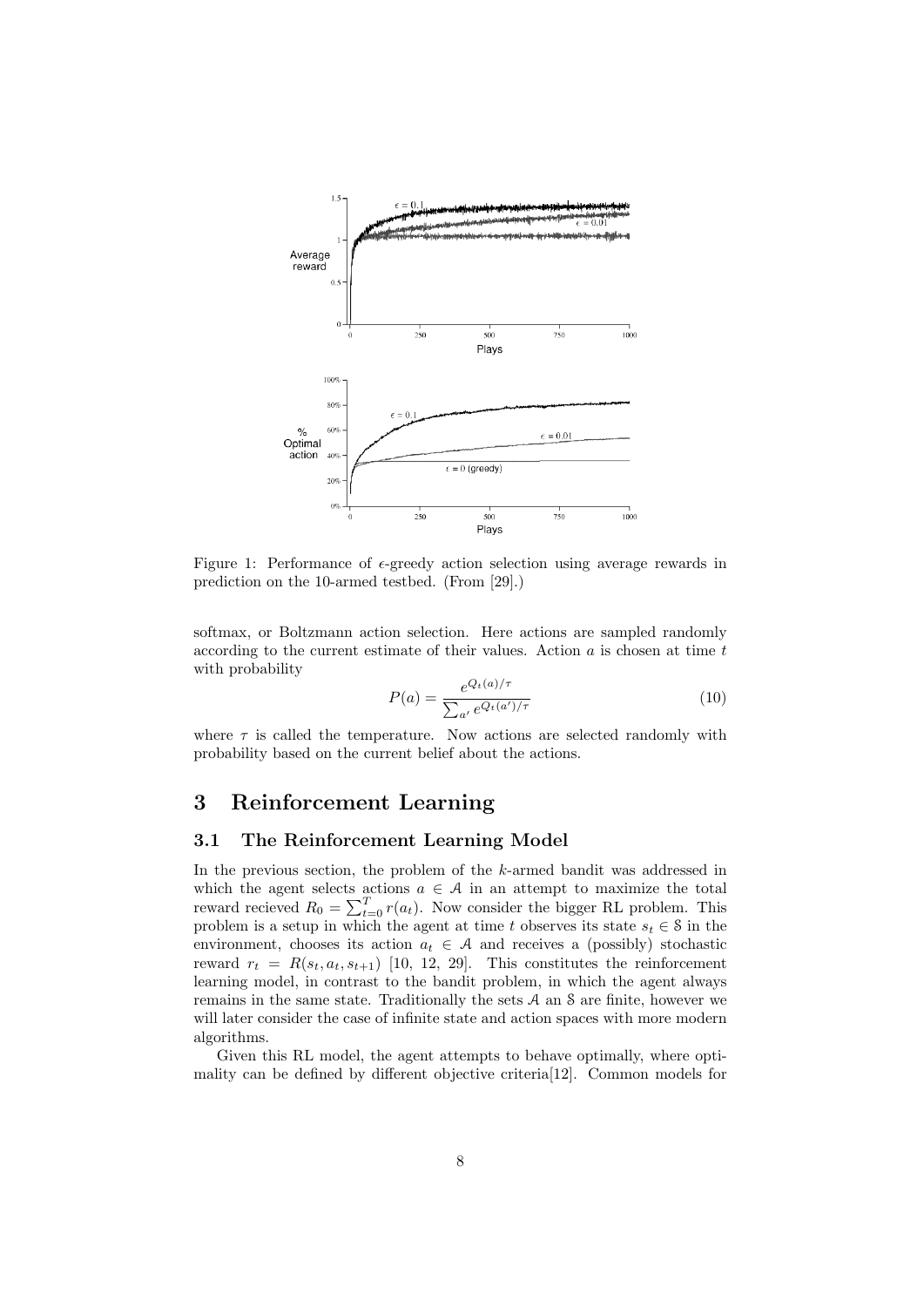Figure 1: Performance of $\epsilon$-greedy action selection using average rewards in prediction on the 10-armed testbed. (From [29].)

softmax, or Boltzmann action selection. Here actions are sampled randomly according to the current estimate of their values. Action $a$ is chosen at time $t$ with probability

$$P(a) = \frac{e^{Q_t(a)/\tau}}{\sum_{a'} e^{Q_t(a')/\tau}} \tag{10}$$

where $\tau$ is called the temperature. Now actions are selected randomly with probability based on the current belief about the actions.

# 3 Reinforcement Learning

## 3.1 The Reinforcement Learning Model

In the previous section, the problem of the $k$-armed bandit was addressed in which the agent selects actions $a \in \mathcal{A}$ in an attempt to maximize the total reward recieved $R_0 = \sum_{t=0}^{T} r(a_t)$. Now consider the bigger RL problem. This problem is a setup in which the agent at time $t$ observes its state $s_t \in \mathcal{S}$ in the environment, chooses its action $a_t \in \mathcal{A}$ and receives a (possibly) stochastic reward $r_t = R(s_t, a_t, s_{t+1})$ [10, 12, 29]. This constitutes the reinforcement learning model, in contrast to the bandit problem, in which the agent always remains in the same state. Traditionally the sets $\mathcal{A}$ an $\mathcal{S}$ are finite, however we will later consider the case of infinite state and action spaces with more modern algorithms.

Given this RL model, the agent attempts to behave optimally, where optimality can be defined by different objective criteria[12]. Common models for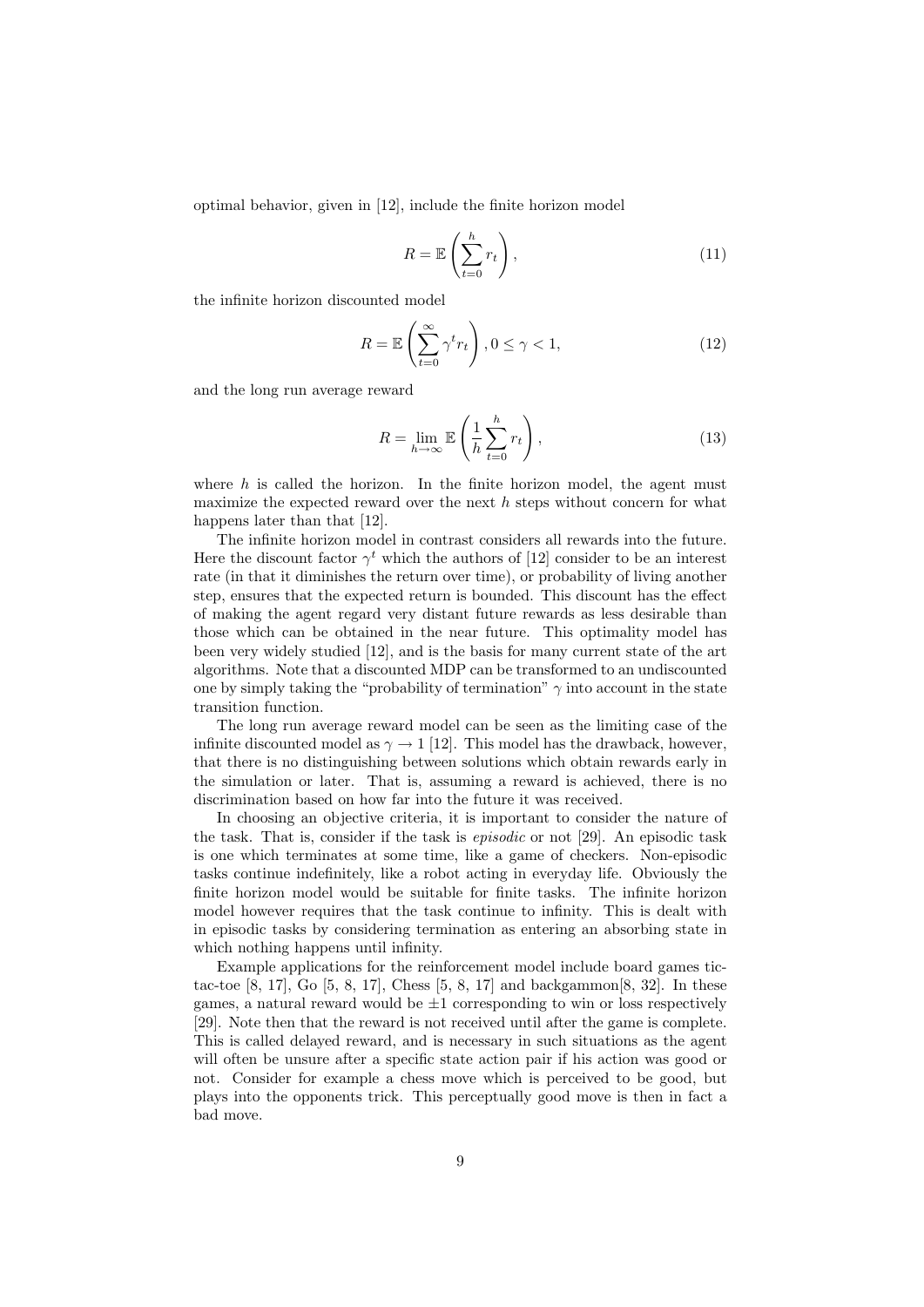optimal behavior, given in [12], include the finite horizon model

$$R = \mathbb{E}\left(\sum_{t=0}^{h} r_t\right), \tag{11}$$

the infinite horizon discounted model

$$R = \mathbb{E}\left(\sum_{t=0}^{\infty} \gamma^t r_t\right), 0 \leq \gamma < 1, \tag{12}$$

and the long run average reward

$$R = \lim_{h \to \infty} \mathbb{E}\left(\frac{1}{h}\sum_{t=0}^{h} r_t\right), \tag{13}$$

where $h$ is called the horizon. In the finite horizon model, the agent must maximize the expected reward over the next $h$ steps without concern for what happens later than that [12].

The infinite horizon model in contrast considers all rewards into the future. Here the discount factor $\gamma^t$ which the authors of [12] consider to be an interest rate (in that it diminishes the return over time), or probability of living another step, ensures that the expected return is bounded. This discount has the effect of making the agent regard very distant future rewards as less desirable than those which can be obtained in the near future. This optimality model has been very widely studied [12], and is the basis for many current state of the art algorithms. Note that a discounted MDP can be transformed to an undiscounted one by simply taking the "probability of termination" $\gamma$ into account in the state transition function.

The long run average reward model can be seen as the limiting case of the infinite discounted model as $\gamma \to 1$ [12]. This model has the drawback, however, that there is no distinguishing between solutions which obtain rewards early in the simulation or later. That is, assuming a reward is achieved, there is no discrimination based on how far into the future it was received.

In choosing an objective criteria, it is important to consider the nature of the task. That is, consider if the task is *episodic* or not [29]. An episodic task is one which terminates at some time, like a game of checkers. Non-episodic tasks continue indefinitely, like a robot acting in everyday life. Obviously the finite horizon model would be suitable for finite tasks. The infinite horizon model however requires that the task continue to infinity. This is dealt with in episodic tasks by considering termination as entering an absorbing state in which nothing happens until infinity.

Example applications for the reinforcement model include board games tic-tac-toe [8, 17], Go [5, 8, 17], Chess [5, 8, 17] and backgammon[8, 32]. In these games, a natural reward would be $\pm 1$ corresponding to win or loss respectively [29]. Note then that the reward is not received until after the game is complete. This is called delayed reward, and is necessary in such situations as the agent will often be unsure after a specific state action pair if his action was good or not. Consider for example a chess move which is perceived to be good, but plays into the opponents trick. This perceptually good move is then in fact a bad move.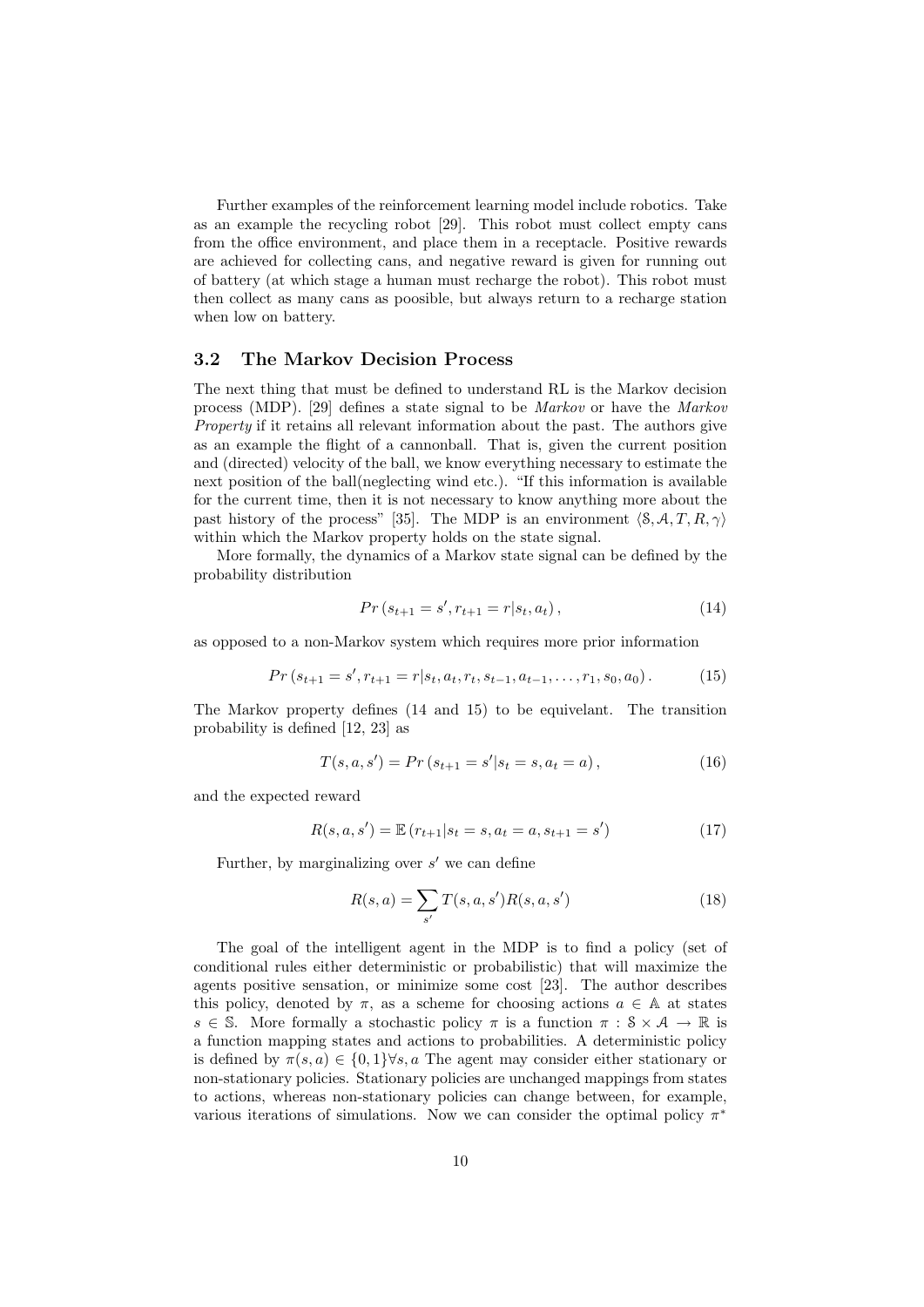Further examples of the reinforcement learning model include robotics. Take as an example the recycling robot [29]. This robot must collect empty cans from the office environment, and place them in a receptacle. Positive rewards are achieved for collecting cans, and negative reward is given for running out of battery (at which stage a human must recharge the robot). This robot must then collect as many cans as poosible, but always return to a recharge station when low on battery.

### 3.2 The Markov Decision Process

The next thing that must be defined to understand RL is the Markov decision process (MDP). [29] defines a state signal to be *Markov* or have the *Markov Property* if it retains all relevant information about the past. The authors give as an example the flight of a cannonball. That is, given the current position and (directed) velocity of the ball, we know everything necessary to estimate the next position of the ball(neglecting wind etc.). "If this information is available for the current time, then it is not necessary to know anything more about the past history of the process" [35]. The MDP is an environment $\langle \mathcal{S}, \mathcal{A}, T, R, \gamma \rangle$ within which the Markov property holds on the state signal.

More formally, the dynamics of a Markov state signal can be defined by the probability distribution

$$Pr\left(s_{t+1} = s', r_{t+1} = r | s_t, a_t\right), \tag{14}$$

as opposed to a non-Markov system which requires more prior information

$$Pr\left(s_{t+1} = s', r_{t+1} = r | s_t, a_t, r_t, s_{t-1}, a_{t-1}, \ldots, r_1, s_0, a_0\right). \tag{15}$$

The Markov property defines (14 and 15) to be equivelant. The transition probability is defined [12, 23] as

$$T(s, a, s') = Pr\left(s_{t+1} = s' | s_t = s, a_t = a\right), \tag{16}$$

and the expected reward

$$R(s, a, s') = \mathbb{E}\left(r_{t+1} | s_t = s, a_t = a, s_{t+1} = s'\right) \tag{17}$$

Further, by marginalizing over $s'$ we can define

$$R(s, a) = \sum_{s'} T(s, a, s') R(s, a, s') \tag{18}$$

The goal of the intelligent agent in the MDP is to find a policy (set of conditional rules either deterministic or probabilistic) that will maximize the agents positive sensation, or minimize some cost [23]. The author describes this policy, denoted by $\pi$, as a scheme for choosing actions $a \in \mathbb{A}$ at states $s \in \mathbb{S}$. More formally a stochastic policy $\pi$ is a function $\pi : \mathcal{S} \times \mathcal{A} \to \mathbb{R}$ is a function mapping states and actions to probabilities. A deterministic policy is defined by $\pi(s, a) \in \{0, 1\} \forall s, a$ The agent may consider either stationary or non-stationary policies. Stationary policies are unchanged mappings from states to actions, whereas non-stationary policies can change between, for example, various iterations of simulations. Now we can consider the optimal policy $\pi^*$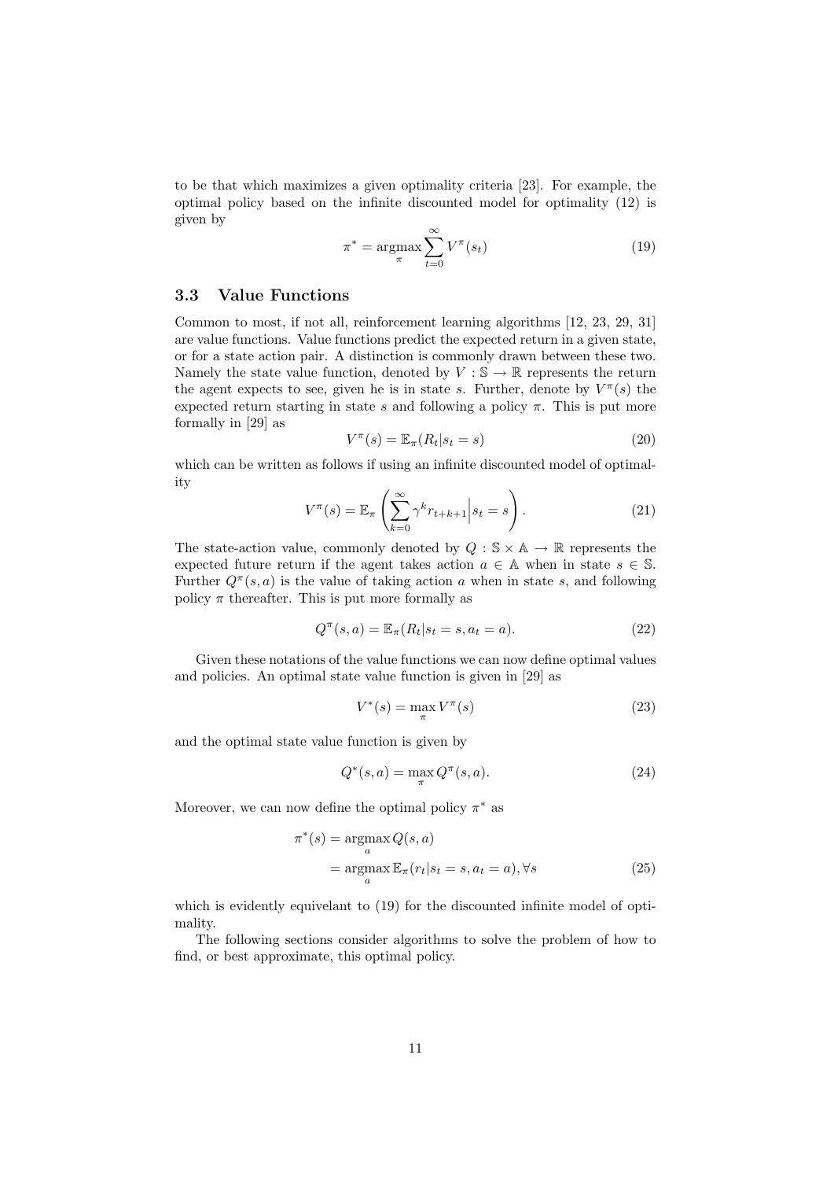to be that which maximizes a given optimality criteria [23]. For example, the optimal policy based on the infinite discounted model for optimality (12) is given by

$$\pi^* = \underset{\pi}{\operatorname{argmax}} \sum_{t=0}^{\infty} V^{\pi}(s_t) \tag{19}$$

### 3.3 Value Functions

Common to most, if not all, reinforcement learning algorithms [12, 23, 29, 31] are value functions. Value functions predict the expected return in a given state, or for a state action pair. A distinction is commonly drawn between these two. Namely the state value function, denoted by $V : \mathbb{S} \to \mathbb{R}$ represents the return the agent expects to see, given he is in state $s$. Further, denote by $V^{\pi}(s)$ the expected return starting in state $s$ and following a policy $\pi$. This is put more formally in [29] as

$$V^{\pi}(s) = \mathbb{E}_{\pi}(R_t | s_t = s) \tag{20}$$

which can be written as follows if using an infinite discounted model of optimality

$$V^{\pi}(s) = \mathbb{E}_{\pi}\left( \sum_{k=0}^{\infty} \gamma^k r_{t+k+1} \Big| s_t = s \right). \tag{21}$$

The state-action value, commonly denoted by $Q : \mathbb{S} \times \mathbb{A} \to \mathbb{R}$ represents the expected future return if the agent takes action $a \in \mathbb{A}$ when in state $s \in \mathbb{S}$. Further $Q^{\pi}(s, a)$ is the value of taking action $a$ when in state $s$, and following policy $\pi$ thereafter. This is put more formally as

$$Q^{\pi}(s, a) = \mathbb{E}_{\pi}(R_t | s_t = s, a_t = a). \tag{22}$$

Given these notations of the value functions we can now define optimal values and policies. An optimal state value function is given in [29] as

$$V^*(s) = \max_{\pi} V^{\pi}(s) \tag{23}$$

and the optimal state value function is given by

$$Q^*(s, a) = \max_{\pi} Q^{\pi}(s, a). \tag{24}$$

Moreover, we can now define the optimal policy $\pi^*$ as

$$\begin{aligned} \pi^*(s) &= \underset{a}{\operatorname{argmax}}\, Q(s, a) \\ &= \underset{a}{\operatorname{argmax}}\, \mathbb{E}_{\pi}(r_t | s_t = s, a_t = a), \forall s \end{aligned} \tag{25}$$

which is evidently equivelant to (19) for the discounted infinite model of optimality.

The following sections consider algorithms to solve the problem of how to find, or best approximate, this optimal policy.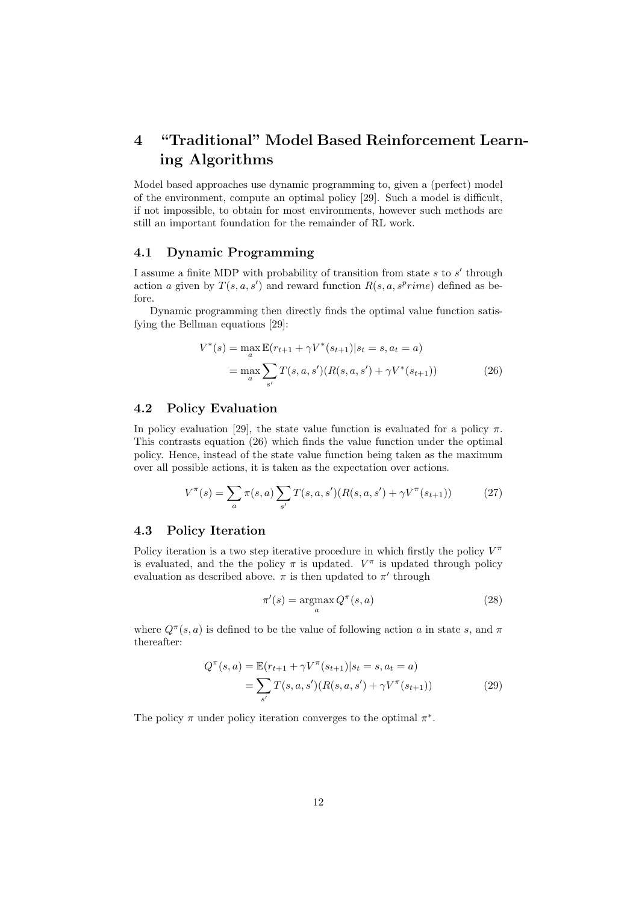# 4 "Traditional" Model Based Reinforcement Learning Algorithms

Model based approaches use dynamic programming to, given a (perfect) model of the environment, compute an optimal policy [29]. Such a model is difficult, if not impossible, to obtain for most environments, however such methods are still an important foundation for the remainder of RL work.

## 4.1 Dynamic Programming

I assume a finite MDP with probability of transition from state $s$ to $s'$ through action $a$ given by $T(s, a, s')$ and reward function $R(s, a, s^prime)$ defined as before.

Dynamic programming then directly finds the optimal value function satisfying the Bellman equations [29]:

$$\begin{aligned} V^*(s) &= \max_a \mathbb{E}(r_{t+1} + \gamma V^*(s_{t+1}) | s_t = s, a_t = a) \\ &= \max_a \sum_{s'} T(s, a, s')(R(s, a, s') + \gamma V^*(s_{t+1})) \end{aligned} \tag{26}$$

## 4.2 Policy Evaluation

In policy evaluation [29], the state value function is evaluated for a policy $\pi$. This contrasts equation (26) which finds the value function under the optimal policy. Hence, instead of the state value function being taken as the maximum over all possible actions, it is taken as the expectation over actions.

$$V^\pi(s) = \sum_a \pi(s, a) \sum_{s'} T(s, a, s')(R(s, a, s') + \gamma V^\pi(s_{t+1})) \tag{27}$$

## 4.3 Policy Iteration

Policy iteration is a two step iterative procedure in which firstly the policy $V^\pi$ is evaluated, and the the policy $\pi$ is updated. $V^\pi$ is updated through policy evaluation as described above. $\pi$ is then updated to $\pi'$ through

$$\pi'(s) = \operatorname*{argmax}_a Q^\pi(s, a) \tag{28}$$

where $Q^\pi(s, a)$ is defined to be the value of following action $a$ in state $s$, and $\pi$ thereafter:

$$\begin{aligned} Q^\pi(s, a) &= \mathbb{E}(r_{t+1} + \gamma V^\pi(s_{t+1}) | s_t = s, a_t = a) \\ &= \sum_{s'} T(s, a, s')(R(s, a, s') + \gamma V^\pi(s_{t+1})) \end{aligned} \tag{29}$$

The policy $\pi$ under policy iteration converges to the optimal $\pi^*$.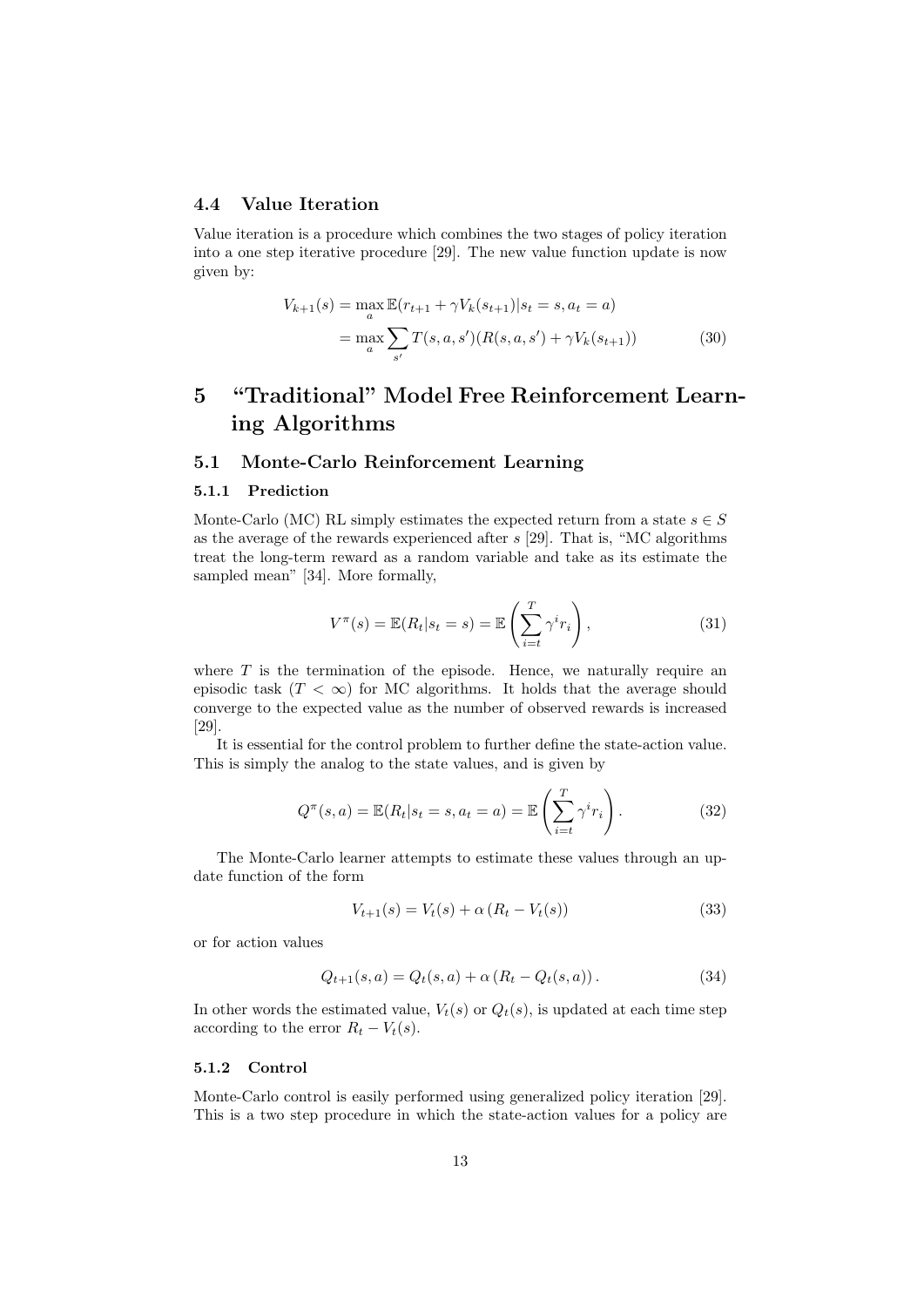### 4.4 Value Iteration

Value iteration is a procedure which combines the two stages of policy iteration into a one step iterative procedure [29]. The new value function update is now given by:

$$
\begin{aligned}
V_{k+1}(s) &= \max_a \mathbb{E}(r_{t+1} + \gamma V_k(s_{t+1}) | s_t = s, a_t = a) \\
&= \max_a \sum_{s'} T(s,a,s')(R(s,a,s') + \gamma V_k(s_{t+1}))
\end{aligned} \tag{30}
$$

# 5 "Traditional" Model Free Reinforcement Learning Algorithms

## 5.1 Monte-Carlo Reinforcement Learning

### 5.1.1 Prediction

Monte-Carlo (MC) RL simply estimates the expected return from a state $s \in S$ as the average of the rewards experienced after $s$ [29]. That is, "MC algorithms treat the long-term reward as a random variable and take as its estimate the sampled mean" [34]. More formally,

$$
V^\pi(s) = \mathbb{E}(R_t | s_t = s) = \mathbb{E}\left(\sum_{i=t}^{T} \gamma^i r_i\right), \tag{31}
$$

where $T$ is the termination of the episode. Hence, we naturally require an episodic task ($T < \infty$) for MC algorithms. It holds that the average should converge to the expected value as the number of observed rewards is increased [29].

It is essential for the control problem to further define the state-action value. This is simply the analog to the state values, and is given by

$$
Q^\pi(s,a) = \mathbb{E}(R_t | s_t = s, a_t = a) = \mathbb{E}\left(\sum_{i=t}^{T} \gamma^i r_i\right). \tag{32}
$$

The Monte-Carlo learner attempts to estimate these values through an update function of the form

$$
V_{t+1}(s) = V_t(s) + \alpha \left(R_t - V_t(s)\right) \tag{33}
$$

or for action values

$$
Q_{t+1}(s,a) = Q_t(s,a) + \alpha \left(R_t - Q_t(s,a)\right). \tag{34}
$$

In other words the estimated value, $V_t(s)$ or $Q_t(s)$, is updated at each time step according to the error $R_t - V_t(s)$.

### 5.1.2 Control

Monte-Carlo control is easily performed using generalized policy iteration [29]. This is a two step procedure in which the state-action values for a policy are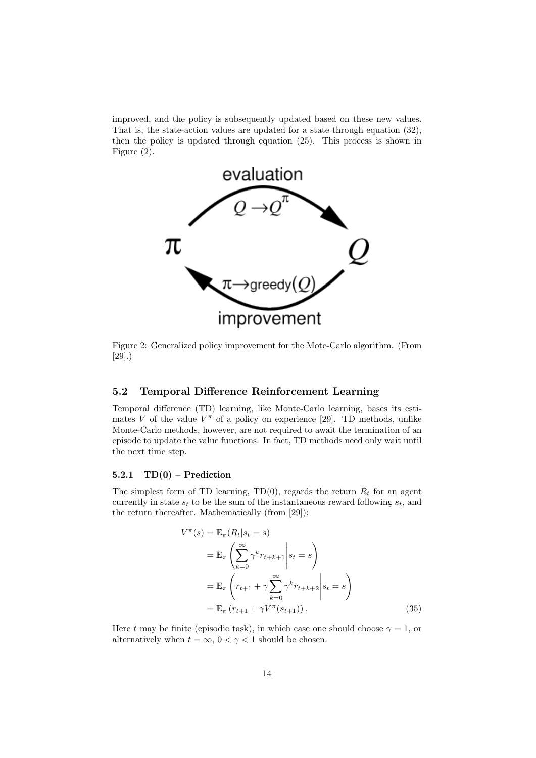improved, and the policy is subsequently updated based on these new values. That is, the state-action values are updated for a state through equation (32), then the policy is updated through equation (25). This process is shown in Figure (2).

Figure 2: Generalized policy improvement for the Mote-Carlo algorithm. (From [29].)

### 5.2 Temporal Difference Reinforcement Learning

Temporal difference (TD) learning, like Monte-Carlo learning, bases its estimates $V$ of the value $V^{\pi}$ of a policy on experience [29]. TD methods, unlike Monte-Carlo methods, however, are not required to await the termination of an episode to update the value functions. In fact, TD methods need only wait until the next time step.

#### 5.2.1 TD(0) – Prediction

The simplest form of TD learning, TD(0), regards the return $R_t$ for an agent currently in state $s_t$ to be the sum of the instantaneous reward following $s_t$, and the return thereafter. Mathematically (from [29]):

$$\begin{aligned} V^{\pi}(s) &= \mathbb{E}_{\pi}(R_t | s_t = s) \\ &= \mathbb{E}_{\pi}\left( \sum_{k=0}^{\infty} \gamma^k r_{t+k+1} \middle| s_t = s \right) \\ &= \mathbb{E}_{\pi}\left( r_{t+1} + \gamma \sum_{k=0}^{\infty} \gamma^k r_{t+k+2} \middle| s_t = s \right) \\ &= \mathbb{E}_{\pi}\left( r_{t+1} + \gamma V^{\pi}(s_{t+1}) \right). \end{aligned} \tag{35}$$

Here $t$ may be finite (episodic task), in which case one should choose $\gamma = 1$, or alternatively when $t = \infty$, $0 < \gamma < 1$ should be chosen.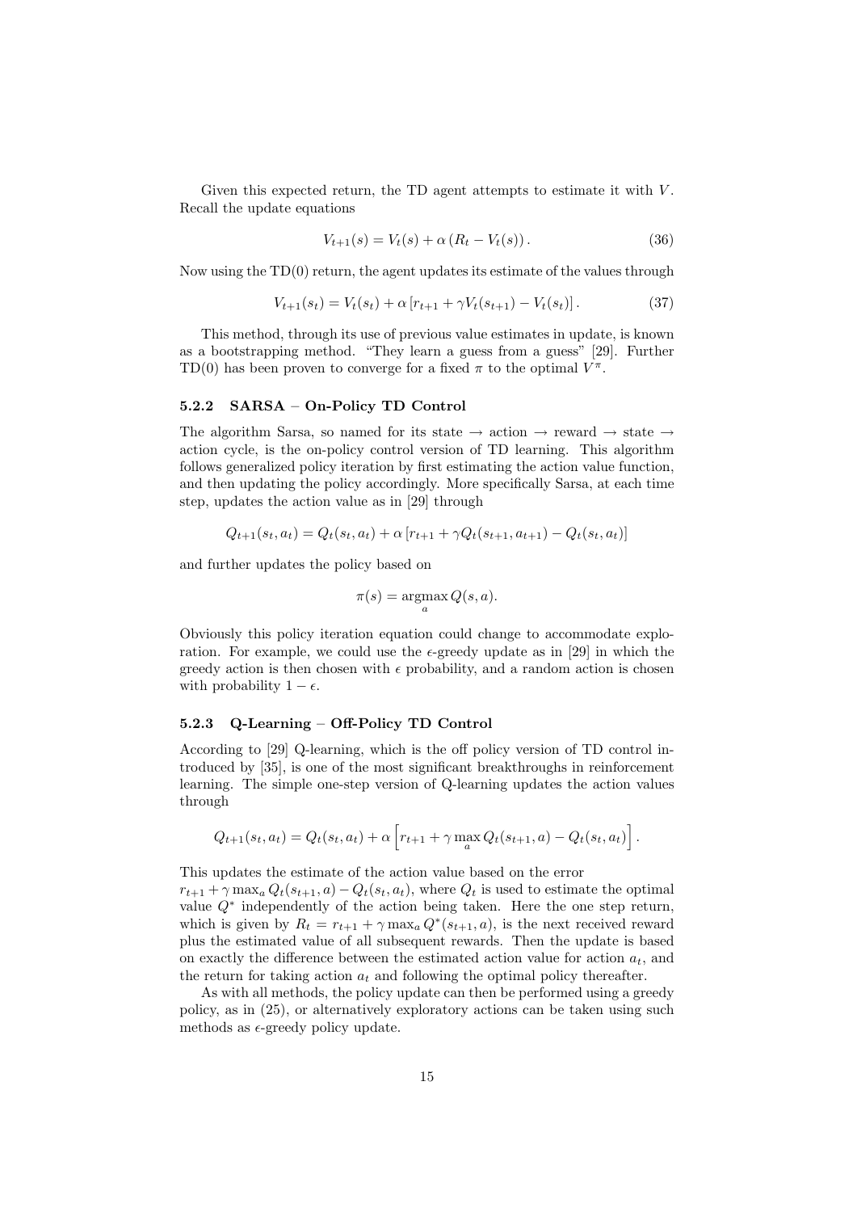Given this expected return, the TD agent attempts to estimate it with $V$. Recall the update equations

$$V_{t+1}(s) = V_t(s) + \alpha \left( R_t - V_t(s) \right). \tag{36}$$

Now using the TD(0) return, the agent updates its estimate of the values through

$$V_{t+1}(s_t) = V_t(s_t) + \alpha \left[ r_{t+1} + \gamma V_t(s_{t+1}) - V_t(s_t) \right]. \tag{37}$$

This method, through its use of previous value estimates in update, is known as a bootstrapping method. "They learn a guess from a guess" [29]. Further TD(0) has been proven to converge for a fixed $\pi$ to the optimal $V^\pi$.

### 5.2.2 SARSA – On-Policy TD Control

The algorithm Sarsa, so named for its state $\rightarrow$ action $\rightarrow$ reward $\rightarrow$ state $\rightarrow$ action cycle, is the on-policy control version of TD learning. This algorithm follows generalized policy iteration by first estimating the action value function, and then updating the policy accordingly. More specifically Sarsa, at each time step, updates the action value as in [29] through

$$Q_{t+1}(s_t, a_t) = Q_t(s_t, a_t) + \alpha \left[ r_{t+1} + \gamma Q_t(s_{t+1}, a_{t+1}) - Q_t(s_t, a_t) \right]$$

and further updates the policy based on

$$\pi(s) = \operatorname*{argmax}_a Q(s, a).$$

Obviously this policy iteration equation could change to accommodate exploration. For example, we could use the $\epsilon$-greedy update as in [29] in which the greedy action is then chosen with $\epsilon$ probability, and a random action is chosen with probability $1 - \epsilon$.

### 5.2.3 Q-Learning – Off-Policy TD Control

According to [29] Q-learning, which is the off policy version of TD control introduced by [35], is one of the most significant breakthroughs in reinforcement learning. The simple one-step version of Q-learning updates the action values through

$$Q_{t+1}(s_t, a_t) = Q_t(s_t, a_t) + \alpha \left[ r_{t+1} + \gamma \max_a Q_t(s_{t+1}, a) - Q_t(s_t, a_t) \right].$$

This updates the estimate of the action value based on the error $r_{t+1} + \gamma \max_a Q_t(s_{t+1}, a) - Q_t(s_t, a_t)$, where $Q_t$ is used to estimate the optimal value $Q^*$ independently of the action being taken. Here the one step return, which is given by $R_t = r_{t+1} + \gamma \max_a Q^*(s_{t+1}, a)$, is the next received reward plus the estimated value of all subsequent rewards. Then the update is based on exactly the difference between the estimated action value for action $a_t$, and the return for taking action $a_t$ and following the optimal policy thereafter.

As with all methods, the policy update can then be performed using a greedy policy, as in (25), or alternatively exploratory actions can be taken using such methods as $\epsilon$-greedy policy update.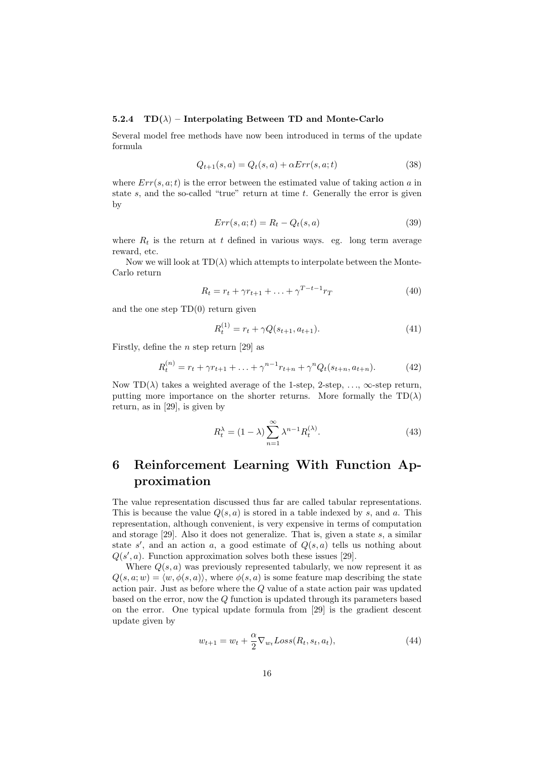#### 5.2.4 TD($\lambda$) – Interpolating Between TD and Monte-Carlo

Several model free methods have now been introduced in terms of the update formula

$$Q_{t+1}(s,a) = Q_t(s,a) + \alpha Err(s,a;t) \tag{38}$$

where $Err(s,a;t)$ is the error between the estimated value of taking action $a$ in state $s$, and the so-called "true" return at time $t$. Generally the error is given by

$$Err(s,a;t) = R_t - Q_t(s,a) \tag{39}$$

where $R_t$ is the return at $t$ defined in various ways. eg. long term average reward, etc.

Now we will look at TD($\lambda$) which attempts to interpolate between the Monte-Carlo return

$$R_t = r_t + \gamma r_{t+1} + \ldots + \gamma^{T-t-1} r_T \tag{40}$$

and the one step TD(0) return given

$$R_t^{(1)} = r_t + \gamma Q(s_{t+1}, a_{t+1}). \tag{41}$$

Firstly, define the $n$ step return [29] as

$$R_t^{(n)} = r_t + \gamma r_{t+1} + \ldots + \gamma^{n-1} r_{t+n} + \gamma^n Q_t(s_{t+n}, a_{t+n}). \tag{42}$$

Now TD($\lambda$) takes a weighted average of the 1-step, 2-step, $\ldots$, $\infty$-step return, putting more importance on the shorter returns. More formally the TD($\lambda$) return, as in [29], is given by

$$R_t^{\lambda} = (1-\lambda) \sum_{n=1}^{\infty} \lambda^{n-1} R_t^{(\lambda)}. \tag{43}$$

# 6 Reinforcement Learning With Function Approximation

The value representation discussed thus far are called tabular representations. This is because the value $Q(s,a)$ is stored in a table indexed by $s$, and $a$. This representation, although convenient, is very expensive in terms of computation and storage [29]. Also it does not generalize. That is, given a state $s$, a similar state $s'$, and an action $a$, a good estimate of $Q(s,a)$ tells us nothing about $Q(s',a)$. Function approximation solves both these issues [29].

Where $Q(s,a)$ was previously represented tabularly, we now represent it as $Q(s,a;w) = \langle w, \phi(s,a) \rangle$, where $\phi(s,a)$ is some feature map describing the state action pair. Just as before where the $Q$ value of a state action pair was updated based on the error, now the $Q$ function is updated through its parameters based on the error. One typical update formula from [29] is the gradient descent update given by

$$w_{t+1} = w_t + \frac{\alpha}{2} \nabla_{w_t} Loss(R_t, s_t, a_t), \tag{44}$$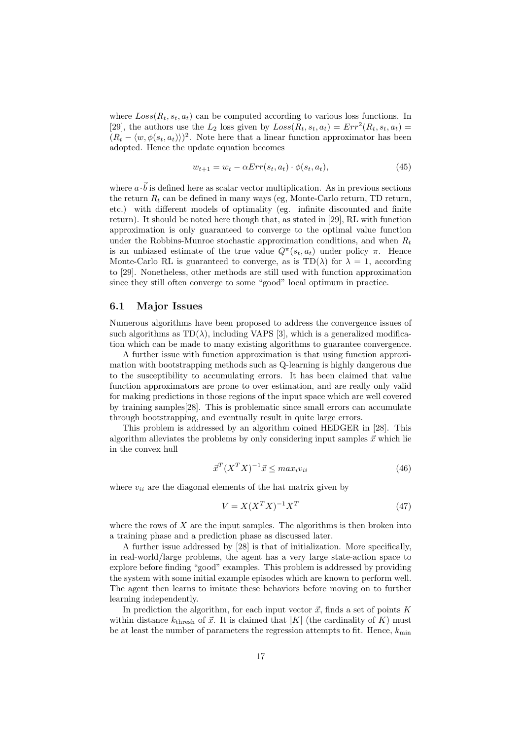where $Loss(R_t, s_t, a_t)$ can be computed according to various loss functions. In [29], the authors use the $L_2$ loss given by $Loss(R_t, s_t, a_t) = Err^2(R_t, s_t, a_t) = (R_t - \langle w, \phi(s_t, a_t)\rangle)^2$. Note here that a linear function approximator has been adopted. Hence the update equation becomes

$$w_{t+1} = w_t - \alpha Err(s_t, a_t) \cdot \phi(s_t, a_t), \tag{45}$$

where $a \cdot \vec{b}$ is defined here as scalar vector multiplication. As in previous sections the return $R_t$ can be defined in many ways (eg, Monte-Carlo return, TD return, etc.) with different models of optimality (eg. infinite discounted and finite return). It should be noted here though that, as stated in [29], RL with function approximation is only guaranteed to converge to the optimal value function under the Robbins-Munroe stochastic approximation conditions, and when $R_t$ is an unbiased estimate of the true value $Q^\pi(s_t, a_t)$ under policy $\pi$. Hence Monte-Carlo RL is guaranteed to converge, as is TD($\lambda$) for $\lambda = 1$, according to [29]. Nonetheless, other methods are still used with function approximation since they still often converge to some "good" local optimum in practice.

## 6.1 Major Issues

Numerous algorithms have been proposed to address the convergence issues of such algorithms as TD($\lambda$), including VAPS [3], which is a generalized modification which can be made to many existing algorithms to guarantee convergence.

A further issue with function approximation is that using function approximation with bootstrapping methods such as Q-learning is highly dangerous due to the susceptibility to accumulating errors. It has been claimed that value function approximators are prone to over estimation, and are really only valid for making predictions in those regions of the input space which are well covered by training samples[28]. This is problematic since small errors can accumulate through bootstrapping, and eventually result in quite large errors.

This problem is addressed by an algorithm coined HEDGER in [28]. This algorithm alleviates the problems by only considering input samples $\vec{x}$ which lie in the convex hull

$$\vec{x}^T (X^T X)^{-1} \vec{x} \leq max_i v_{ii} \tag{46}$$

where $v_{ii}$ are the diagonal elements of the hat matrix given by

$$V = X(X^T X)^{-1} X^T \tag{47}$$

where the rows of $X$ are the input samples. The algorithms is then broken into a training phase and a prediction phase as discussed later.

A further issue addressed by [28] is that of initialization. More specifically, in real-world/large problems, the agent has a very large state-action space to explore before finding "good" examples. This problem is addressed by providing the system with some initial example episodes which are known to perform well. The agent then learns to imitate these behaviors before moving on to further learning independently.

In prediction the algorithm, for each input vector $\vec{x}$, finds a set of points $K$ within distance $k_{\text{thresh}}$ of $\vec{x}$. It is claimed that $|K|$ (the cardinality of $K$) must be at least the number of parameters the regression attempts to fit. Hence, $k_{\min}$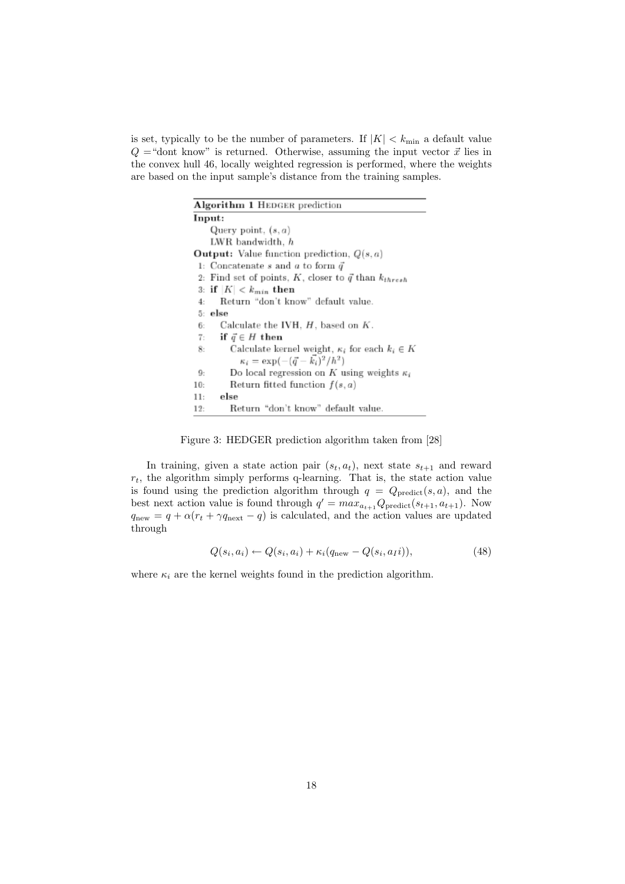is set, typically to be the number of parameters. If $|K| < k_{\min}$ a default value $Q =$"dont know" is returned. Otherwise, assuming the input vector $\vec{x}$ lies in the convex hull 46, locally weighted regression is performed, where the weights are based on the input sample's distance from the training samples.

```
Algorithm 1 HEDGER prediction
Input:
    Query point, (s, a)
    LWR bandwidth, h
Output: Value function prediction, Q(s, a)
 1: Concatenate s and a to form q
 2: Find set of points, K, closer to q than k_thresh
 3: if |K| < k_min then
 4:     Return "don't know" default value.
 5: else
 6:     Calculate the IVH, H, based on K.
 7:     if q ∈ H then
 8:         Calculate kernel weight, κ_i for each k_i ∈ K
              κ_i = exp(−(q − k_i)^2/h^2)
 9:         Do local regression on K using weights κ_i
10:         Return fitted function f(s, a)
11:     else
12:         Return "don't know" default value.
```

Figure 3: HEDGER prediction algorithm taken from [28]

In training, given a state action pair $(s_t, a_t)$, next state $s_{t+1}$ and reward $r_t$, the algorithm simply performs q-learning. That is, the state action value is found using the prediction algorithm through $q = Q_{\text{predict}}(s, a)$, and the best next action value is found through $q' = max_{a_{t+1}} Q_{\text{predict}}(s_{t+1}, a_{t+1})$. Now $q_{\text{new}} = q + \alpha(r_t + \gamma q_{\text{next}} - q)$ is calculated, and the action values are updated through

$$Q(s_i, a_i) \leftarrow Q(s_i, a_i) + \kappa_i(q_{\text{new}} - Q(s_i, a_I i)), \tag{48}$$

where $\kappa_i$ are the kernel weights found in the prediction algorithm.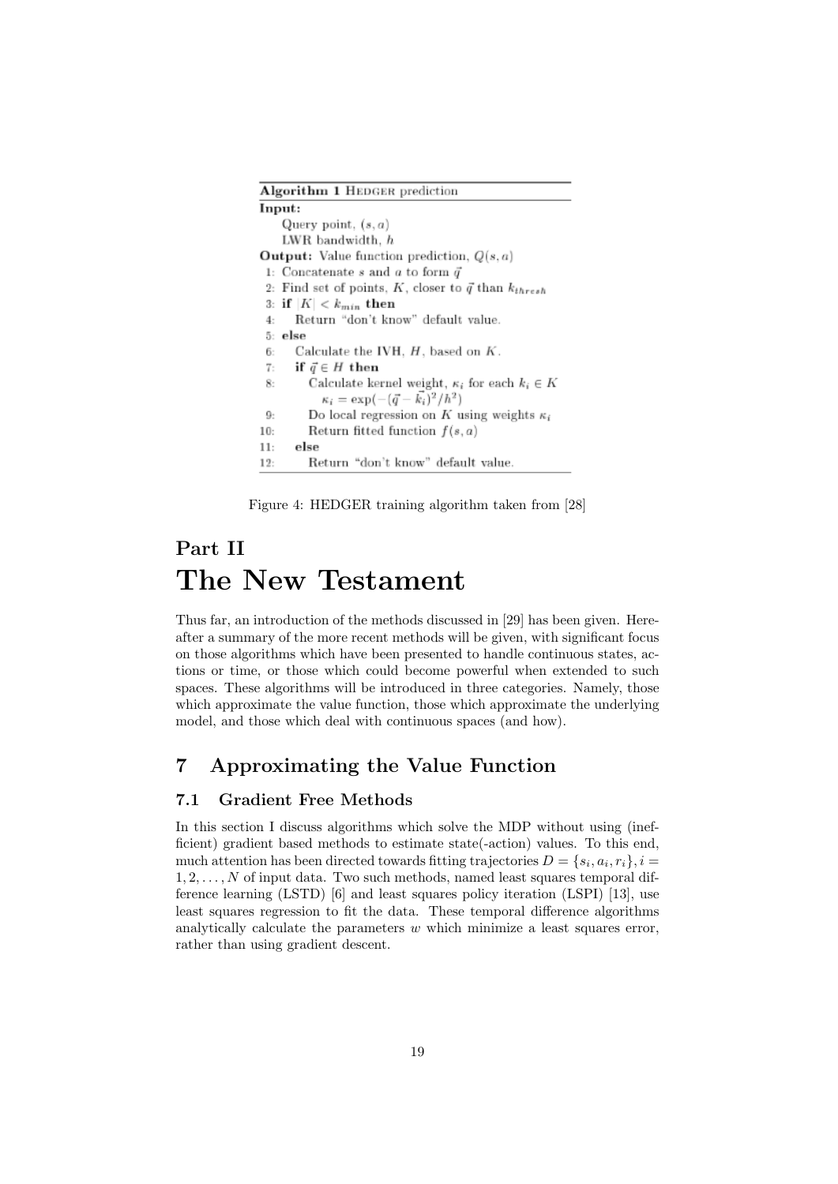**Algorithm 1** HEDGER prediction

**Input:**
  Query point, $(s, a)$
  LWR bandwidth, $h$

**Output:** Value function prediction, $Q(s, a)$

1: Concatenate $s$ and $a$ to form $\vec{q}$
2: Find set of points, $K$, closer to $\vec{q}$ than $k_{thresh}$
3: **if** $|K| < k_{min}$ **then**
4:   Return "don't know" default value.
5: **else**
6:   Calculate the IVH, $H$, based on $K$.
7:   **if** $\vec{q} \in H$ **then**
8:     Calculate kernel weight, $\kappa_i$ for each $k_i \in K$
       $\kappa_i = \exp(-(\vec{q} - \vec{k_i})^2/h^2)$
9:     Do local regression on $K$ using weights $\kappa_i$
10:     Return fitted function $f(s, a)$
11:   **else**
12:     Return "don't know" default value.

Figure 4: HEDGER training algorithm taken from [28]

# Part II
# The New Testament

Thus far, an introduction of the methods discussed in [29] has been given. Hereafter a summary of the more recent methods will be given, with significant focus on those algorithms which have been presented to handle continuous states, actions or time, or those which could become powerful when extended to such spaces. These algorithms will be introduced in three categories. Namely, those which approximate the value function, those which approximate the underlying model, and those which deal with continuous spaces (and how).

## 7 Approximating the Value Function

### 7.1 Gradient Free Methods

In this section I discuss algorithms which solve the MDP without using (inefficient) gradient based methods to estimate state(-action) values. To this end, much attention has been directed towards fitting trajectories $D = \{s_i, a_i, r_i\}, i = 1, 2, \ldots, N$ of input data. Two such methods, named least squares temporal difference learning (LSTD) [6] and least squares policy iteration (LSPI) [13], use least squares regression to fit the data. These temporal difference algorithms analytically calculate the parameters $w$ which minimize a least squares error, rather than using gradient descent.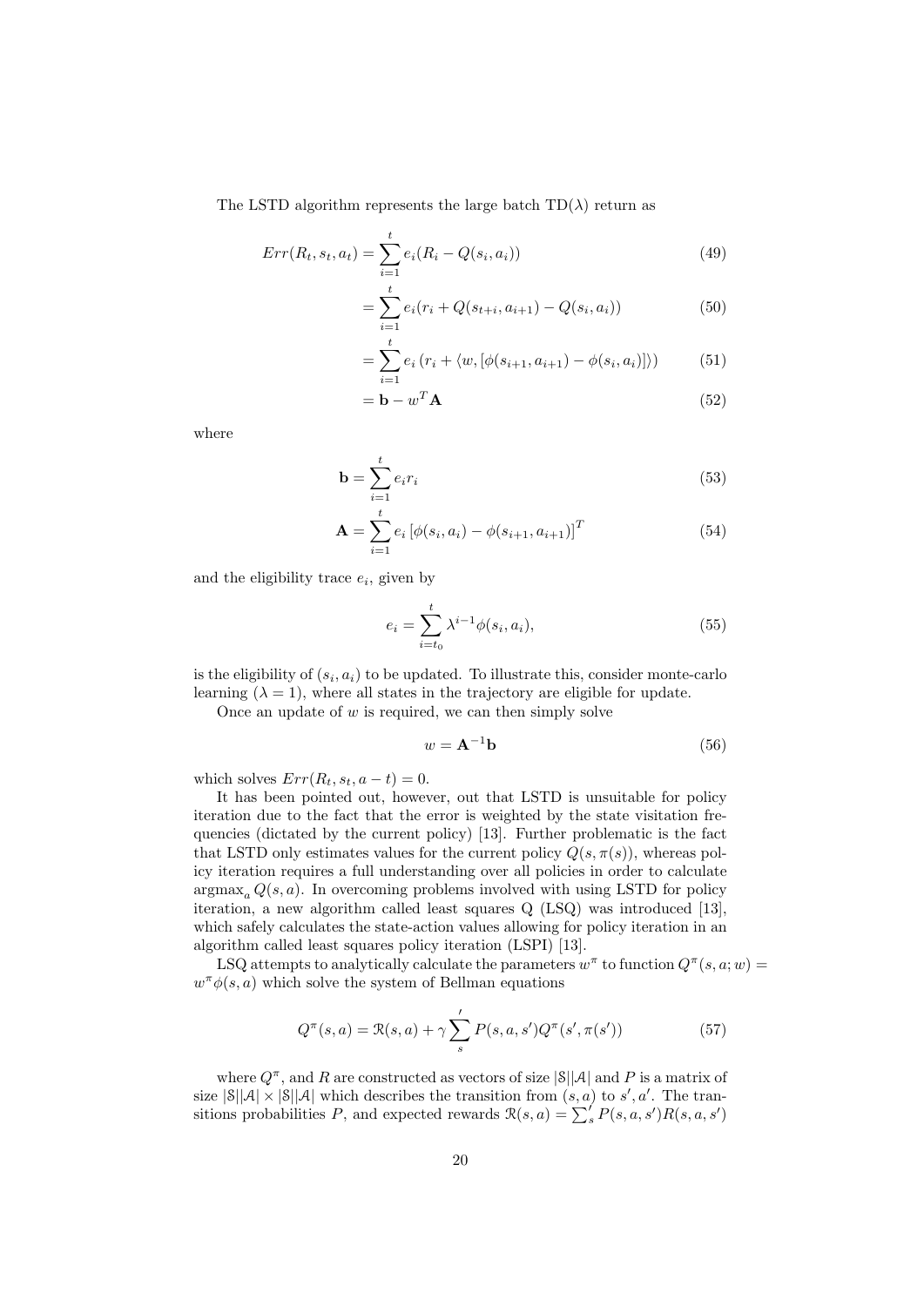The LSTD algorithm represents the large batch TD($\lambda$) return as

$$Err(R_t, s_t, a_t) = \sum_{i=1}^{t} e_i(R_i - Q(s_i, a_i)) \tag{49}$$

$$= \sum_{i=1}^{t} e_i(r_i + Q(s_{t+i}, a_{i+1}) - Q(s_i, a_i)) \tag{50}$$

$$= \sum_{i=1}^{t} e_i \left( r_i + \langle w, [\phi(s_{i+1}, a_{i+1}) - \phi(s_i, a_i)] \rangle \right) \tag{51}$$

$$= \mathbf{b} - w^T \mathbf{A} \tag{52}$$

where

$$\mathbf{b} = \sum_{i=1}^{t} e_i r_i \tag{53}$$

$$\mathbf{A} = \sum_{i=1}^{t} e_i \left[ \phi(s_i, a_i) - \phi(s_{i+1}, a_{i+1}) \right]^T \tag{54}$$

and the eligibility trace $e_i$, given by

$$e_i = \sum_{i=t_0}^{t} \lambda^{i-1} \phi(s_i, a_i), \tag{55}$$

is the eligibility of $(s_i, a_i)$ to be updated. To illustrate this, consider monte-carlo learning ($\lambda = 1$), where all states in the trajectory are eligible for update.

Once an update of $w$ is required, we can then simply solve

$$w = \mathbf{A}^{-1} \mathbf{b} \tag{56}$$

which solves $Err(R_t, s_t, a - t) = 0$.

It has been pointed out, however, out that LSTD is unsuitable for policy iteration due to the fact that the error is weighted by the state visitation frequencies (dictated by the current policy) [13]. Further problematic is the fact that LSTD only estimates values for the current policy $Q(s, \pi(s))$, whereas policy iteration requires a full understanding over all policies in order to calculate $\text{argmax}_a Q(s, a)$. In overcoming problems involved with using LSTD for policy iteration, a new algorithm called least squares Q (LSQ) was introduced [13], which safely calculates the state-action values allowing for policy iteration in an algorithm called least squares policy iteration (LSPI) [13].

LSQ attempts to analytically calculate the parameters $w^\pi$ to function $Q^\pi(s, a; w) = w^\pi \phi(s, a)$ which solve the system of Bellman equations

$$Q^\pi(s, a) = \mathcal{R}(s, a) + \gamma \sum_{s}^{\prime} P(s, a, s') Q^\pi(s', \pi(s')) \tag{57}$$

where $Q^\pi$, and $R$ are constructed as vectors of size $|\mathcal{S}||\mathcal{A}|$ and $P$ is a matrix of size $|\mathcal{S}||\mathcal{A}| \times |\mathcal{S}||\mathcal{A}|$ which describes the transition from $(s, a)$ to $s', a'$. The transitions probabilities $P$, and expected rewards $\mathcal{R}(s, a) = \sum_{s}^{\prime} P(s, a, s') R(s, a, s')$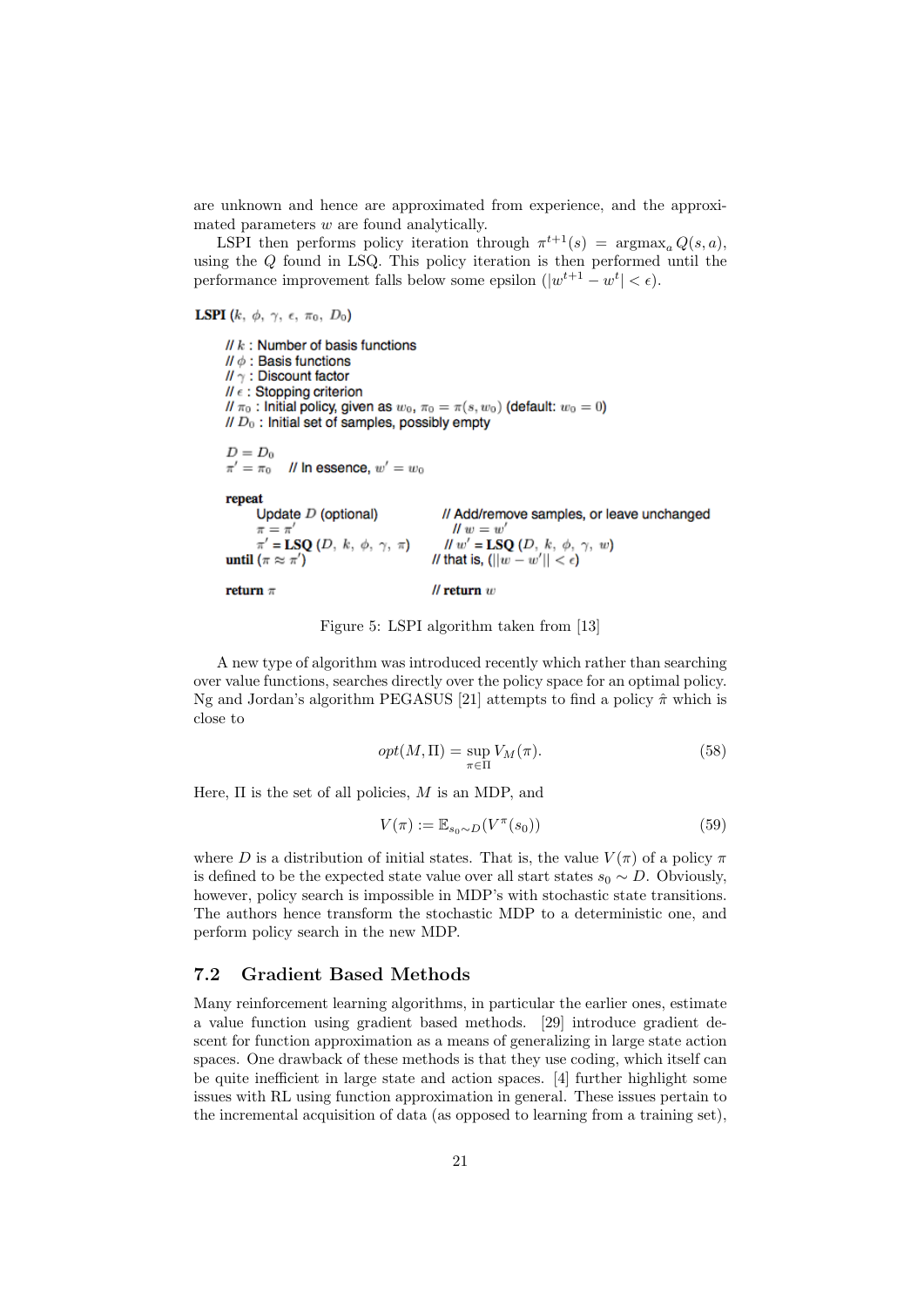are unknown and hence are approximated from experience, and the approximated parameters $w$ are found analytically.

LSPI then performs policy iteration through $\pi^{t+1}(s) = \text{argmax}_a Q(s,a)$, using the $Q$ found in LSQ. This policy iteration is then performed until the performance improvement falls below some epsilon ($|w^{t+1} - w^t| < \epsilon$).

**LSPI** ($k$, $\phi$, $\gamma$, $\epsilon$, $\pi_0$, $D_0$)

```
// k : Number of basis functions
// φ : Basis functions
// γ : Discount factor
// ε : Stopping criterion
// π0 : Initial policy, given as w0, π0 = π(s, w0) (default: w0 = 0)
// D0 : Initial set of samples, possibly empty

D = D0
π' = π0     // In essence, w' = w0

repeat
    Update D (optional)            // Add/remove samples, or leave unchanged
    π = π'                           // w = w'
    π' = LSQ (D, k, φ, γ, π)        // w' = LSQ (D, k, φ, γ, w)
until (π ≈ π')                     // that is, (||w − w'|| < ε)

return π                           // return w
```

Figure 5: LSPI algorithm taken from [13]

A new type of algorithm was introduced recently which rather than searching over value functions, searches directly over the policy space for an optimal policy. Ng and Jordan's algorithm PEGASUS [21] attempts to find a policy $\hat{\pi}$ which is close to

$$opt(M, \Pi) = \sup_{\pi \in \Pi} V_M(\pi). \tag{58}$$

Here, $\Pi$ is the set of all policies, $M$ is an MDP, and

$$V(\pi) := \mathbb{E}_{s_0 \sim D}(V^{\pi}(s_0)) \tag{59}$$

where $D$ is a distribution of initial states. That is, the value $V(\pi)$ of a policy $\pi$ is defined to be the expected state value over all start states $s_0 \sim D$. Obviously, however, policy search is impossible in MDP's with stochastic state transitions. The authors hence transform the stochastic MDP to a deterministic one, and perform policy search in the new MDP.

## 7.2 Gradient Based Methods

Many reinforcement learning algorithms, in particular the earlier ones, estimate a value function using gradient based methods. [29] introduce gradient descent for function approximation as a means of generalizing in large state action spaces. One drawback of these methods is that they use coding, which itself can be quite inefficient in large state and action spaces. [4] further highlight some issues with RL using function approximation in general. These issues pertain to the incremental acquisition of data (as opposed to learning from a training set),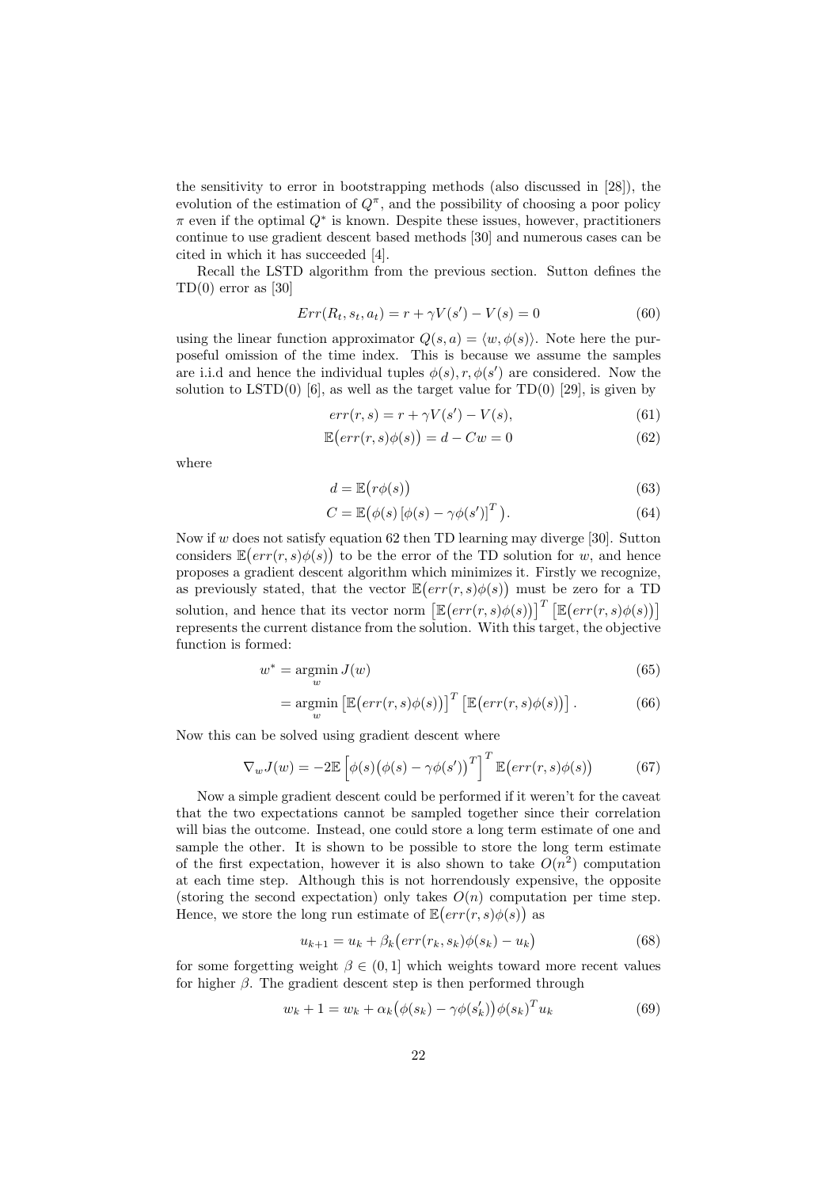the sensitivity to error in bootstrapping methods (also discussed in [28]), the evolution of the estimation of $Q^\pi$, and the possibility of choosing a poor policy $\pi$ even if the optimal $Q^*$ is known. Despite these issues, however, practitioners continue to use gradient descent based methods [30] and numerous cases can be cited in which it has succeeded [4].

Recall the LSTD algorithm from the previous section. Sutton defines the TD(0) error as [30]

$$Err(R_t, s_t, a_t) = r + \gamma V(s') - V(s) = 0 \tag{60}$$

using the linear function approximator $Q(s,a) = \langle w, \phi(s) \rangle$. Note here the purposeful omission of the time index. This is because we assume the samples are i.i.d and hence the individual tuples $\phi(s), r, \phi(s')$ are considered. Now the solution to LSTD(0) [6], as well as the target value for TD(0) [29], is given by

$$err(r, s) = r + \gamma V(s') - V(s), \tag{61}$$

$$\mathbb{E}\big(err(r, s)\phi(s)\big) = d - Cw = 0 \tag{62}$$

where

$$d = \mathbb{E}\big(r\phi(s)\big) \tag{63}$$

$$C = \mathbb{E}\big(\phi(s)\left[\phi(s) - \gamma\phi(s')\right]^T\big). \tag{64}$$

Now if $w$ does not satisfy equation 62 then TD learning may diverge [30]. Sutton considers $\mathbb{E}\big(err(r,s)\phi(s)\big)$ to be the error of the TD solution for $w$, and hence proposes a gradient descent algorithm which minimizes it. Firstly we recognize, as previously stated, that the vector $\mathbb{E}\big(err(r,s)\phi(s)\big)$ must be zero for a TD solution, and hence that its vector norm $\left[\mathbb{E}\big(err(r,s)\phi(s)\big)\right]^T \left[\mathbb{E}\big(err(r,s)\phi(s)\big)\right]$ represents the current distance from the solution. With this target, the objective function is formed:

$$w^* = \operatorname*{argmin}_w J(w) \tag{65}$$

$$= \operatorname*{argmin}_w \left[\mathbb{E}\big(err(r,s)\phi(s)\big)\right]^T \left[\mathbb{E}\big(err(r,s)\phi(s)\big)\right]. \tag{66}$$

Now this can be solved using gradient descent where

$$\nabla_w J(w) = -2\mathbb{E}\left[\phi(s)\big(\phi(s) - \gamma\phi(s')\big)^T\right]^T \mathbb{E}\big(err(r,s)\phi(s)\big) \tag{67}$$

Now a simple gradient descent could be performed if it weren't for the caveat that the two expectations cannot be sampled together since their correlation will bias the outcome. Instead, one could store a long term estimate of one and sample the other. It is shown to be possible to store the long term estimate of the first expectation, however it is also shown to take $O(n^2)$ computation at each time step. Although this is not horrendously expensive, the opposite (storing the second expectation) only takes $O(n)$ computation per time step. Hence, we store the long run estimate of $\mathbb{E}\big(err(r,s)\phi(s)\big)$ as

$$u_{k+1} = u_k + \beta_k\big(err(r_k, s_k)\phi(s_k) - u_k\big) \tag{68}$$

for some forgetting weight $\beta \in (0,1]$ which weights toward more recent values for higher $\beta$. The gradient descent step is then performed through

$$w_k + 1 = w_k + \alpha_k\big(\phi(s_k) - \gamma\phi(s_k')\big)\phi(s_k)^T u_k \tag{69}$$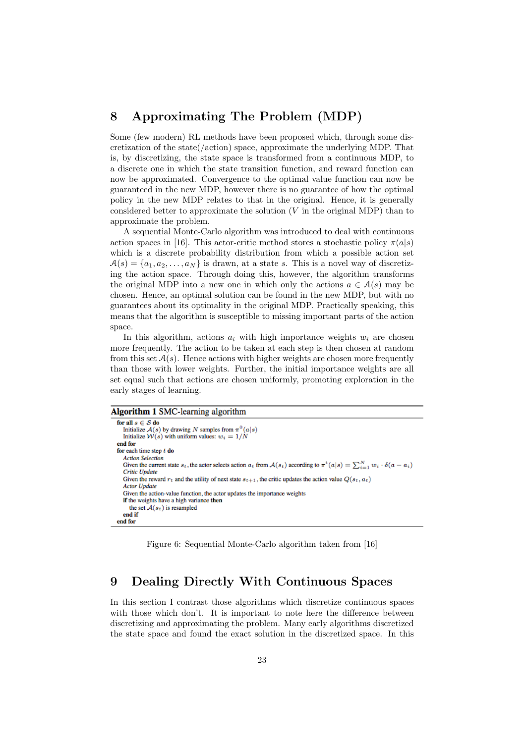## 8 Approximating The Problem (MDP)

Some (few modern) RL methods have been proposed which, through some discretization of the state(/action) space, approximate the underlying MDP. That is, by discretizing, the state space is transformed from a continuous MDP, to a discrete one in which the state transition function, and reward function can now be approximated. Convergence to the optimal value function can now be guaranteed in the new MDP, however there is no guarantee of how the optimal policy in the new MDP relates to that in the original. Hence, it is generally considered better to approximate the solution ($V$ in the original MDP) than to approximate the problem.

A sequential Monte-Carlo algorithm was introduced to deal with continuous action spaces in [16]. This actor-critic method stores a stochastic policy $\pi(a|s)$ which is a discrete probability distribution from which a possible action set $\mathcal{A}(s) = \{a_1, a_2, \ldots, a_N\}$ is drawn, at a state $s$. This is a novel way of discretizing the action space. Through doing this, however, the algorithm transforms the original MDP into a new one in which only the actions $a \in \mathcal{A}(s)$ may be chosen. Hence, an optimal solution can be found in the new MDP, but with no guarantees about its optimality in the original MDP. Practically speaking, this means that the algorithm is susceptible to missing important parts of the action space.

In this algorithm, actions $a_i$ with high importance weights $w_i$ are chosen more frequently. The action to be taken at each step is then chosen at random from this set $\mathcal{A}(s)$. Hence actions with higher weights are chosen more frequently than those with lower weights. Further, the initial importance weights are all set equal such that actions are chosen uniformly, promoting exploration in the early stages of learning.

**Algorithm 1** SMC-learning algorithm

```
for all s ∈ S do
  Initialize A(s) by drawing N samples from π^0(a|s)
  Initialize W(s) with uniform values: w_i = 1/N
end for
for each time step t do
  Action Selection
  Given the current state s_t, the actor selects action a_t from A(s_t) according to π^t(a|s) = Σ_{i=1}^N w_i · δ(a − a_i)
  Critic Update
  Given the reward r_t and the utility of next state s_{t+1}, the critic updates the action value Q(s_t, a_t)
  Actor Update
  Given the action-value function, the actor updates the importance weights
  if the weights have a high variance then
    the set A(s_t) is resampled
  end if
end for
```

Figure 6: Sequential Monte-Carlo algorithm taken from [16]

## 9 Dealing Directly With Continuous Spaces

In this section I contrast those algorithms which discretize continuous spaces with those which don't. It is important to note here the difference between discretizing and approximating the problem. Many early algorithms discretized the state space and found the exact solution in the discretized space. In this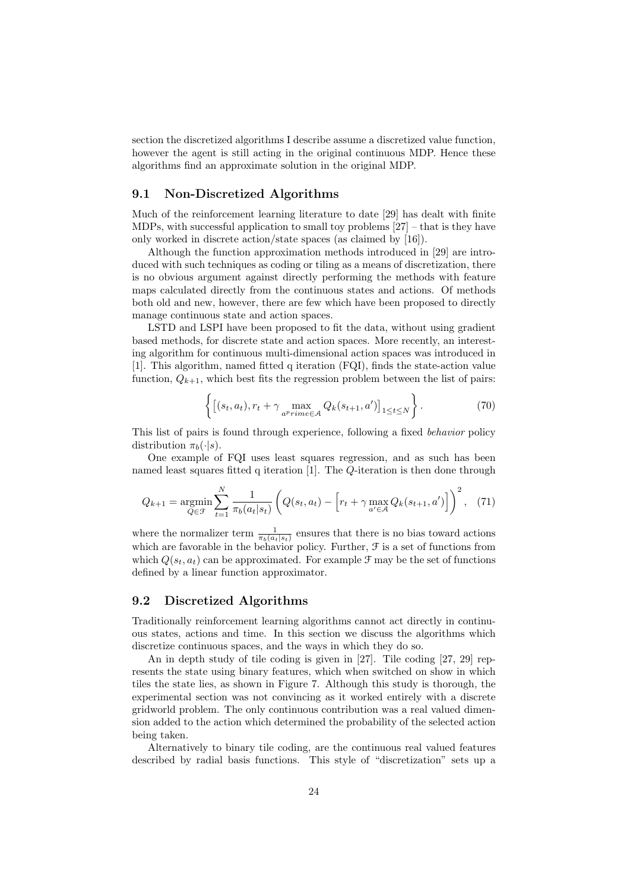section the discretized algorithms I describe assume a discretized value function, however the agent is still acting in the original continuous MDP. Hence these algorithms find an approximate solution in the original MDP.

## 9.1 Non-Discretized Algorithms

Much of the reinforcement learning literature to date [29] has dealt with finite MDPs, with successful application to small toy problems [27] – that is they have only worked in discrete action/state spaces (as claimed by [16]).

Although the function approximation methods introduced in [29] are introduced with such techniques as coding or tiling as a means of discretization, there is no obvious argument against directly performing the methods with feature maps calculated directly from the continuous states and actions. Of methods both old and new, however, there are few which have been proposed to directly manage continuous state and action spaces.

LSTD and LSPI have been proposed to fit the data, without using gradient based methods, for discrete state and action spaces. More recently, an interesting algorithm for continuous multi-dimensional action spaces was introduced in [1]. This algorithm, named fitted q iteration (FQI), finds the state-action value function, $Q_{k+1}$, which best fits the regression problem between the list of pairs:

$$\left\{ \left[ (s_t, a_t), r_t + \gamma \max_{a^prime \in \mathcal{A}} Q_k(s_{t+1}, a') \right]_{1 \leq t \leq N} \right\}. \tag{70}$$

This list of pairs is found through experience, following a fixed *behavior* policy distribution $\pi_b(\cdot|s)$.

One example of FQI uses least squares regression, and as such has been named least squares fitted q iteration [1]. The $Q$-iteration is then done through

$$Q_{k+1} = \operatorname*{argmin}_{Q \in \mathcal{F}} \sum_{t=1}^{N} \frac{1}{\pi_b(a_t|s_t)} \left( Q(s_t, a_t) - \left[ r_t + \gamma \max_{a' \in \mathcal{A}} Q_k(s_{t+1}, a') \right] \right)^2, \tag{71}$$

where the normalizer term $\frac{1}{\pi_b(a_t|s_t)}$ ensures that there is no bias toward actions which are favorable in the behavior policy. Further, $\mathcal{F}$ is a set of functions from which $Q(s_t, a_t)$ can be approximated. For example $\mathcal{F}$ may be the set of functions defined by a linear function approximator.

## 9.2 Discretized Algorithms

Traditionally reinforcement learning algorithms cannot act directly in continuous states, actions and time. In this section we discuss the algorithms which discretize continuous spaces, and the ways in which they do so.

An in depth study of tile coding is given in [27]. Tile coding [27, 29] represents the state using binary features, which when switched on show in which tiles the state lies, as shown in Figure 7. Although this study is thorough, the experimental section was not convincing as it worked entirely with a discrete gridworld problem. The only continuous contribution was a real valued dimension added to the action which determined the probability of the selected action being taken.

Alternatively to binary tile coding, are the continuous real valued features described by radial basis functions. This style of "discretization" sets up a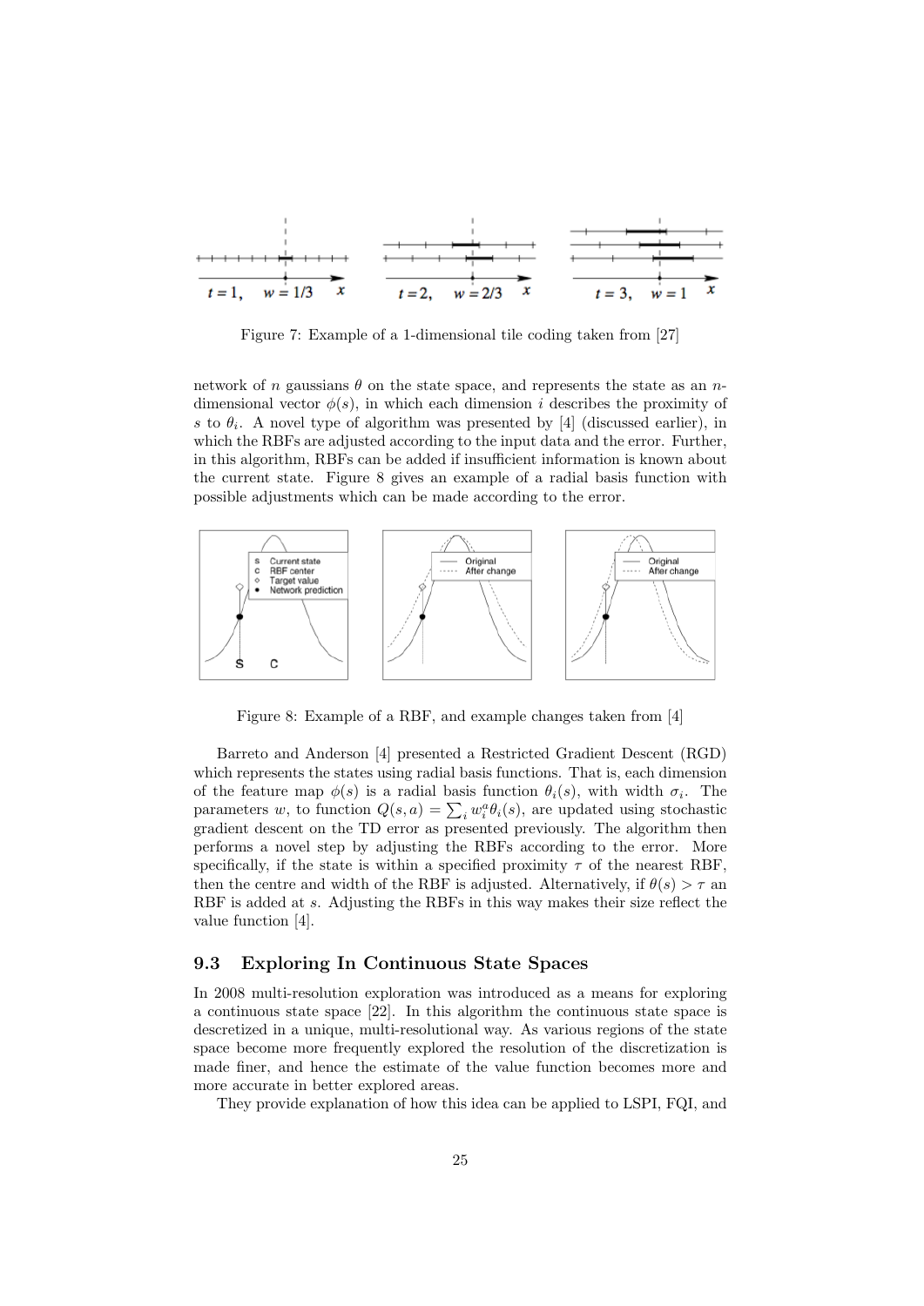Figure 7: Example of a 1-dimensional tile coding taken from [27]

network of $n$ gaussians $\theta$ on the state space, and represents the state as an $n$-dimensional vector $\phi(s)$, in which each dimension $i$ describes the proximity of $s$ to $\theta_i$. A novel type of algorithm was presented by [4] (discussed earlier), in which the RBFs are adjusted according to the input data and the error. Further, in this algorithm, RBFs can be added if insufficient information is known about the current state. Figure 8 gives an example of a radial basis function with possible adjustments which can be made according to the error.

Figure 8: Example of a RBF, and example changes taken from [4]

Barreto and Anderson [4] presented a Restricted Gradient Descent (RGD) which represents the states using radial basis functions. That is, each dimension of the feature map $\phi(s)$ is a radial basis function $\theta_i(s)$, with width $\sigma_i$. The parameters $w$, to function $Q(s,a) = \sum_i w_i^a \theta_i(s)$, are updated using stochastic gradient descent on the TD error as presented previously. The algorithm then performs a novel step by adjusting the RBFs according to the error. More specifically, if the state is within a specified proximity $\tau$ of the nearest RBF, then the centre and width of the RBF is adjusted. Alternatively, if $\theta(s) > \tau$ an RBF is added at $s$. Adjusting the RBFs in this way makes their size reflect the value function [4].

### 9.3 Exploring In Continuous State Spaces

In 2008 multi-resolution exploration was introduced as a means for exploring a continuous state space [22]. In this algorithm the continuous state space is descretized in a unique, multi-resolutional way. As various regions of the state space become more frequently explored the resolution of the discretization is made finer, and hence the estimate of the value function becomes more and more accurate in better explored areas.

They provide explanation of how this idea can be applied to LSPI, FQI, and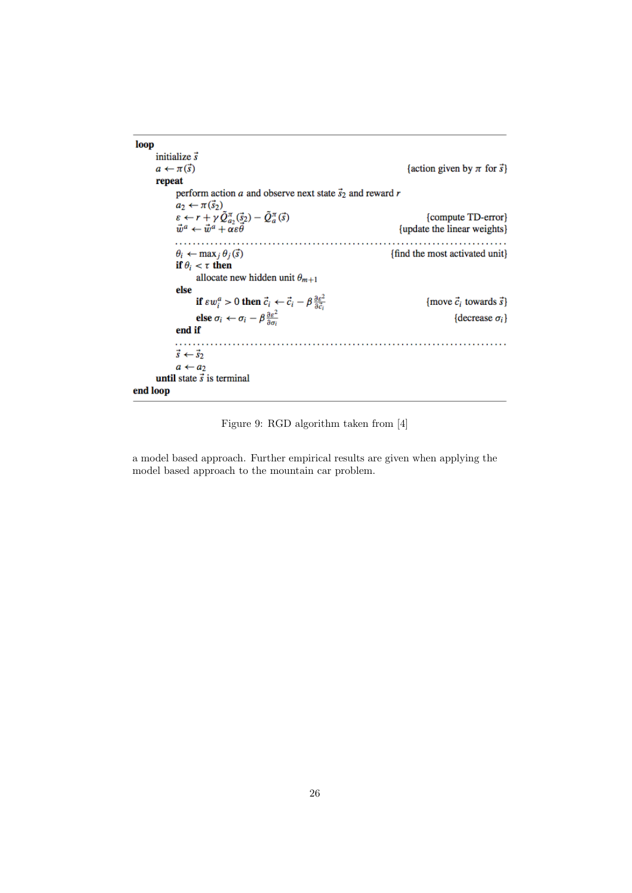```
loop
    initialize s⃗
    a ← π(s⃗)                                              {action given by π for s⃗}
    repeat
        perform action a and observe next state s⃗2 and reward r
        a2 ← π(s⃗2)
        ε ← r + γ Q̃^π_{a2}(s⃗2) − Q̃^π_a(s⃗)                   {compute TD-error}
        w⃗^a ← w⃗^a + αεθ⃗                                   {update the linear weights}
        ..........................................................................
        θ_i ← max_j θ_j(s⃗)                                 {find the most activated unit}
        if θ_i < τ then
            allocate new hidden unit θ_{m+1}
        else
            if ε w^a_i > 0 then c⃗_i ← c⃗_i − β ∂ε²/∂c⃗_i      {move c⃗_i towards s⃗}
            else σ_i ← σ_i − β ∂ε²/∂σ_i                      {decrease σ_i}
        end if
        ..........................................................................
        s⃗ ← s⃗2
        a ← a2
    until state s⃗ is terminal
end loop
```

Figure 9: RGD algorithm taken from [4]

a model based approach. Further empirical results are given when applying the model based approach to the mountain car problem.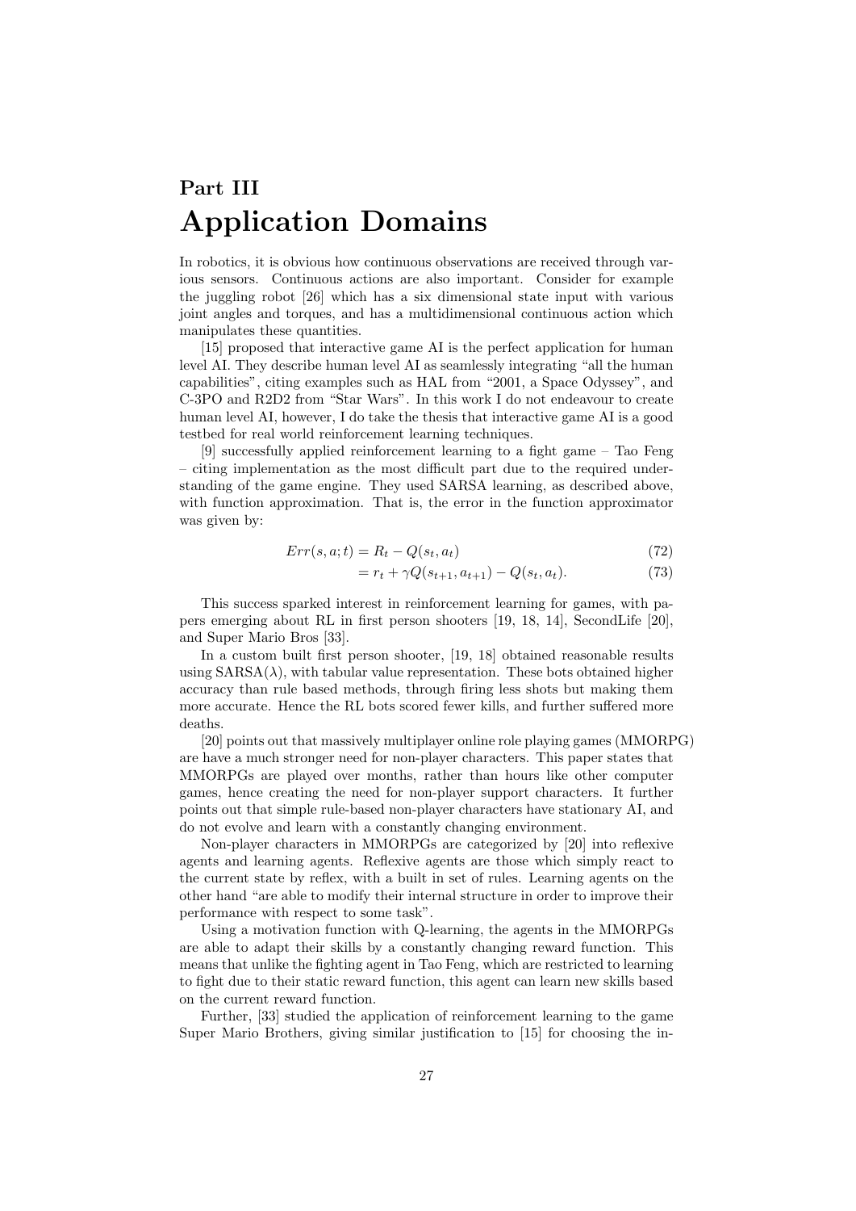# Part III
# Application Domains

In robotics, it is obvious how continuous observations are received through various sensors. Continuous actions are also important. Consider for example the juggling robot [26] which has a six dimensional state input with various joint angles and torques, and has a multidimensional continuous action which manipulates these quantities.

[15] proposed that interactive game AI is the perfect application for human level AI. They describe human level AI as seamlessly integrating "all the human capabilities", citing examples such as HAL from "2001, a Space Odyssey", and C-3PO and R2D2 from "Star Wars". In this work I do not endeavour to create human level AI, however, I do take the thesis that interactive game AI is a good testbed for real world reinforcement learning techniques.

[9] successfully applied reinforcement learning to a fight game – Tao Feng – citing implementation as the most difficult part due to the required understanding of the game engine. They used SARSA learning, as described above, with function approximation. That is, the error in the function approximator was given by:

$$Err(s, a; t) = R_t - Q(s_t, a_t) \tag{72}$$

$$= r_t + \gamma Q(s_{t+1}, a_{t+1}) - Q(s_t, a_t). \tag{73}$$

This success sparked interest in reinforcement learning for games, with papers emerging about RL in first person shooters [19, 18, 14], SecondLife [20], and Super Mario Bros [33].

In a custom built first person shooter, [19, 18] obtained reasonable results using SARSA($\lambda$), with tabular value representation. These bots obtained higher accuracy than rule based methods, through firing less shots but making them more accurate. Hence the RL bots scored fewer kills, and further suffered more deaths.

[20] points out that massively multiplayer online role playing games (MMORPG) are have a much stronger need for non-player characters. This paper states that MMORPGs are played over months, rather than hours like other computer games, hence creating the need for non-player support characters. It further points out that simple rule-based non-player characters have stationary AI, and do not evolve and learn with a constantly changing environment.

Non-player characters in MMORPGs are categorized by [20] into reflexive agents and learning agents. Reflexive agents are those which simply react to the current state by reflex, with a built in set of rules. Learning agents on the other hand "are able to modify their internal structure in order to improve their performance with respect to some task".

Using a motivation function with Q-learning, the agents in the MMORPGs are able to adapt their skills by a constantly changing reward function. This means that unlike the fighting agent in Tao Feng, which are restricted to learning to fight due to their static reward function, this agent can learn new skills based on the current reward function.

Further, [33] studied the application of reinforcement learning to the game Super Mario Brothers, giving similar justification to [15] for choosing the in-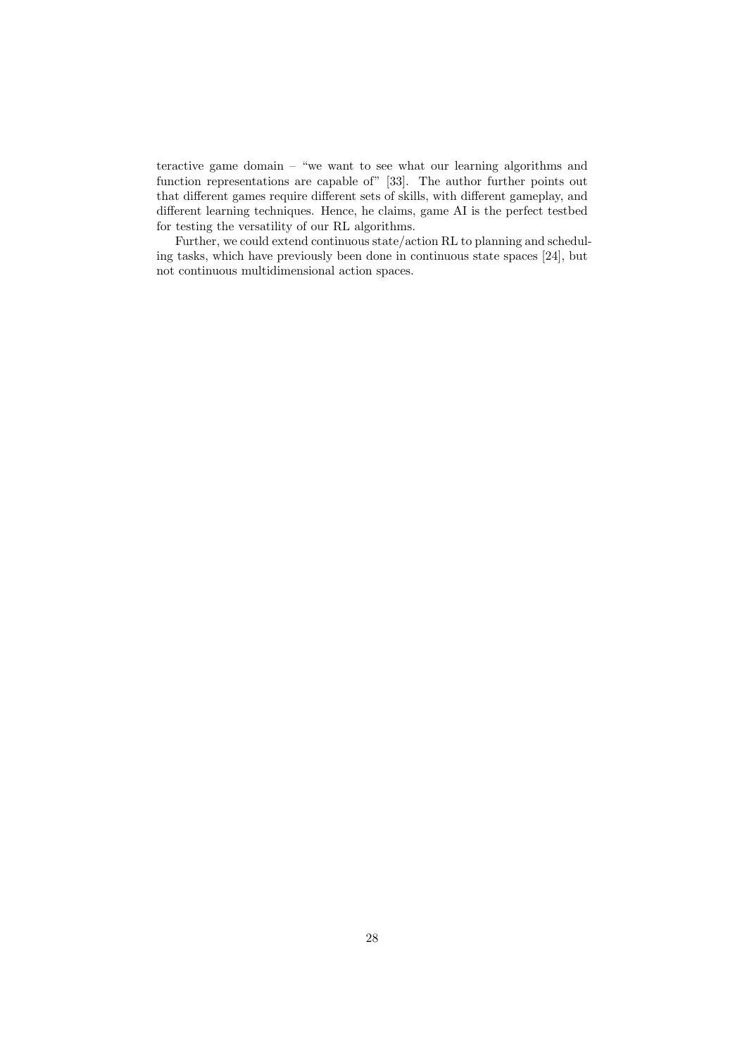teractive game domain – "we want to see what our learning algorithms and function representations are capable of" [33]. The author further points out that different games require different sets of skills, with different gameplay, and different learning techniques. Hence, he claims, game AI is the perfect testbed for testing the versatility of our RL algorithms.

Further, we could extend continuous state/action RL to planning and scheduling tasks, which have previously been done in continuous state spaces [24], but not continuous multidimensional action spaces.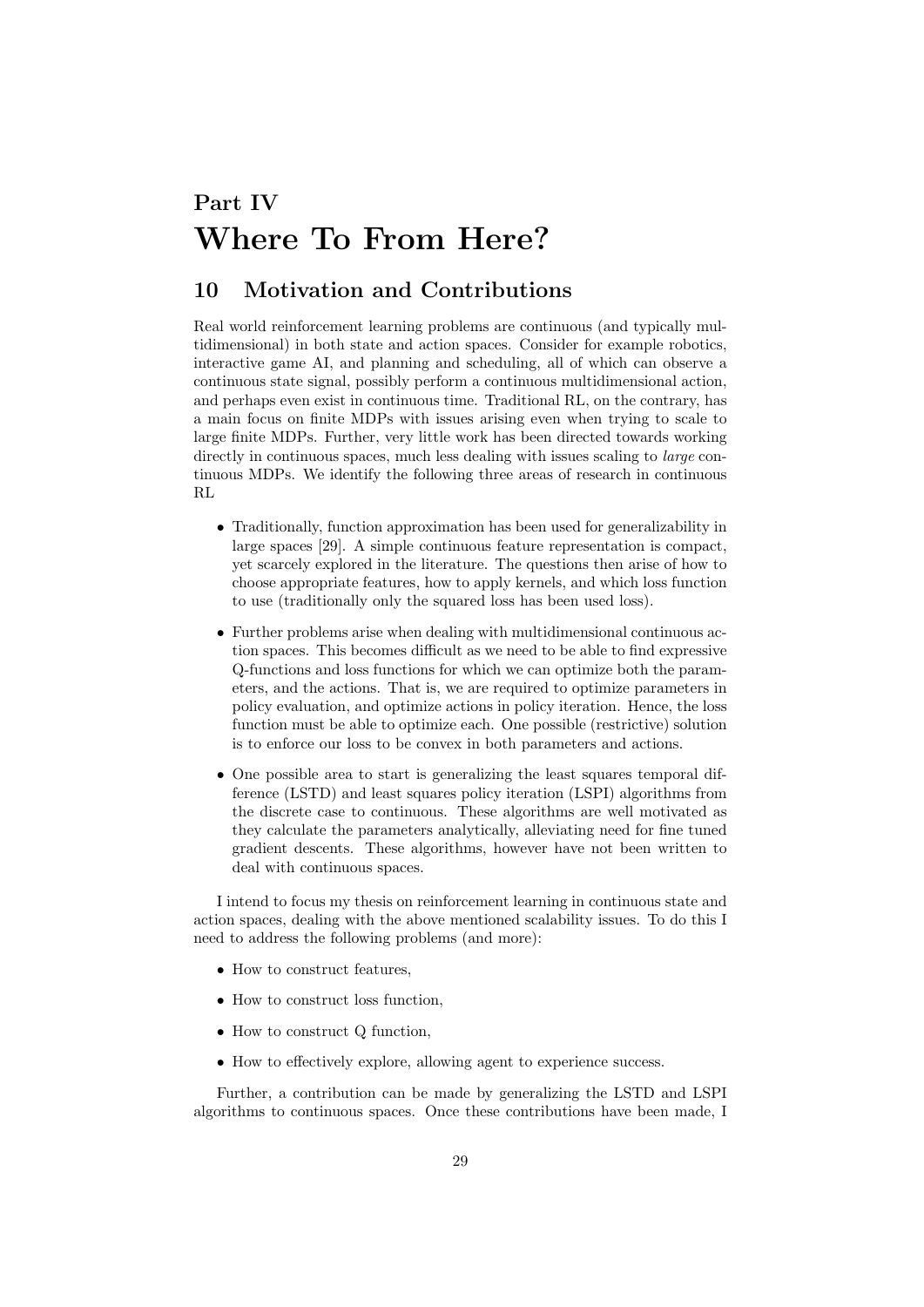# Part IV
# Where To From Here?

## 10 Motivation and Contributions

Real world reinforcement learning problems are continuous (and typically multidimensional) in both state and action spaces. Consider for example robotics, interactive game AI, and planning and scheduling, all of which can observe a continuous state signal, possibly perform a continuous multidimensional action, and perhaps even exist in continuous time. Traditional RL, on the contrary, has a main focus on finite MDPs with issues arising even when trying to scale to large finite MDPs. Further, very little work has been directed towards working directly in continuous spaces, much less dealing with issues scaling to *large* continuous MDPs. We identify the following three areas of research in continuous RL

- Traditionally, function approximation has been used for generalizability in large spaces [29]. A simple continuous feature representation is compact, yet scarcely explored in the literature. The questions then arise of how to choose appropriate features, how to apply kernels, and which loss function to use (traditionally only the squared loss has been used loss).
- Further problems arise when dealing with multidimensional continuous action spaces. This becomes difficult as we need to be able to find expressive Q-functions and loss functions for which we can optimize both the parameters, and the actions. That is, we are required to optimize parameters in policy evaluation, and optimize actions in policy iteration. Hence, the loss function must be able to optimize each. One possible (restrictive) solution is to enforce our loss to be convex in both parameters and actions.
- One possible area to start is generalizing the least squares temporal difference (LSTD) and least squares policy iteration (LSPI) algorithms from the discrete case to continuous. These algorithms are well motivated as they calculate the parameters analytically, alleviating need for fine tuned gradient descents. These algorithms, however have not been written to deal with continuous spaces.

I intend to focus my thesis on reinforcement learning in continuous state and action spaces, dealing with the above mentioned scalability issues. To do this I need to address the following problems (and more):

- How to construct features,
- How to construct loss function,
- How to construct Q function,
- How to effectively explore, allowing agent to experience success.

Further, a contribution can be made by generalizing the LSTD and LSPI algorithms to continuous spaces. Once these contributions have been made, I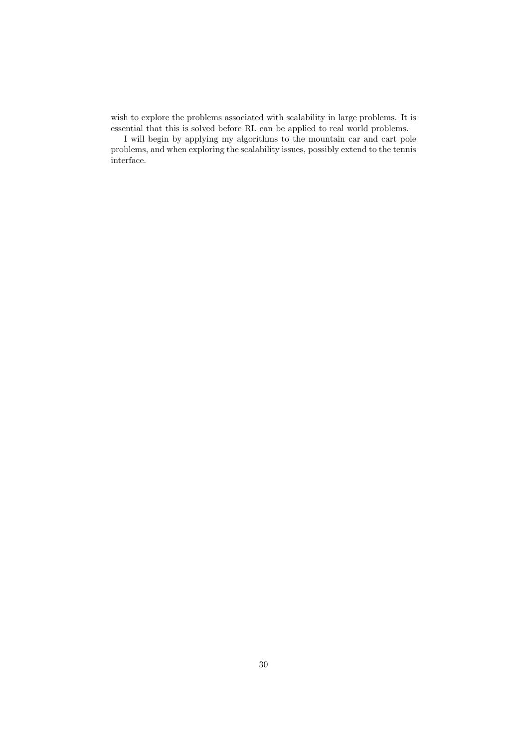wish to explore the problems associated with scalability in large problems. It is essential that this is solved before RL can be applied to real world problems.

I will begin by applying my algorithms to the mountain car and cart pole problems, and when exploring the scalability issues, possibly extend to the tennis interface.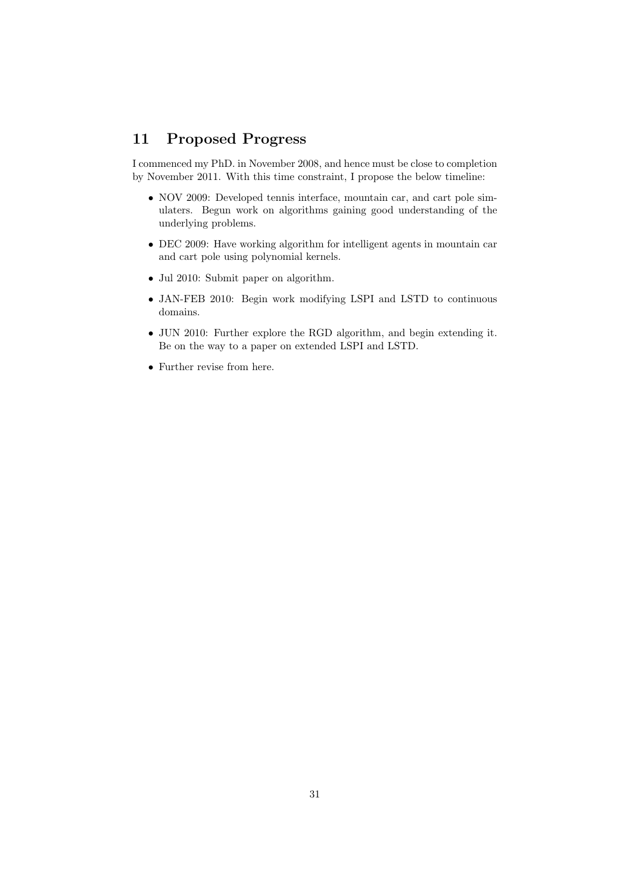# 11 Proposed Progress

I commenced my PhD. in November 2008, and hence must be close to completion by November 2011. With this time constraint, I propose the below timeline:

- NOV 2009: Developed tennis interface, mountain car, and cart pole simulaters. Begun work on algorithms gaining good understanding of the underlying problems.
- DEC 2009: Have working algorithm for intelligent agents in mountain car and cart pole using polynomial kernels.
- Jul 2010: Submit paper on algorithm.
- JAN-FEB 2010: Begin work modifying LSPI and LSTD to continuous domains.
- JUN 2010: Further explore the RGD algorithm, and begin extending it. Be on the way to a paper on extended LSPI and LSTD.
- Further revise from here.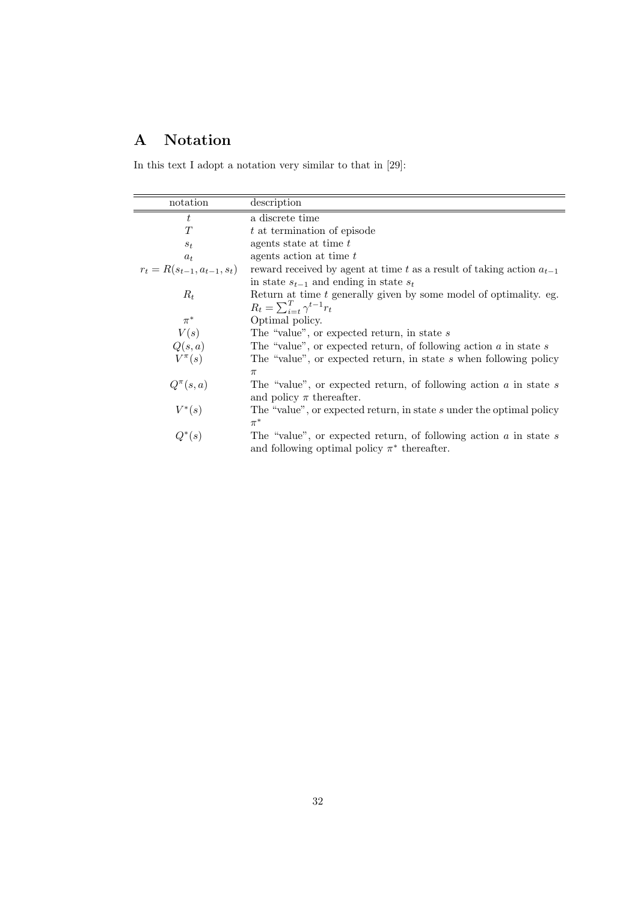# A Notation

In this text I adopt a notation very similar to that in [29]:

| notation | description |
|---|---|
| $t$ | a discrete time |
| $T$ | $t$ at termination of episode |
| $s_t$ | agents state at time $t$ |
| $a_t$ | agents action at time $t$ |
| $r_t = R(s_{t-1}, a_{t-1}, s_t)$ | reward received by agent at time $t$ as a result of taking action $a_{t-1}$ in state $s_{t-1}$ and ending in state $s_t$ |
| $R_t$ | Return at time $t$ generally given by some model of optimality. eg. $R_t = \sum_{i=t}^{T} \gamma^{t-1} r_t$ |
| $\pi^*$ | Optimal policy. |
| $V(s)$ | The "value", or expected return, in state $s$ |
| $Q(s, a)$ | The "value", or expected return, of following action $a$ in state $s$ |
| $V^\pi(s)$ | The "value", or expected return, in state $s$ when following policy $\pi$ |
| $Q^\pi(s, a)$ | The "value", or expected return, of following action $a$ in state $s$ and policy $\pi$ thereafter. |
| $V^*(s)$ | The "value", or expected return, in state $s$ under the optimal policy $\pi^*$ |
| $Q^*(s)$ | The "value", or expected return, of following action $a$ in state $s$ and following optimal policy $\pi^*$ thereafter. |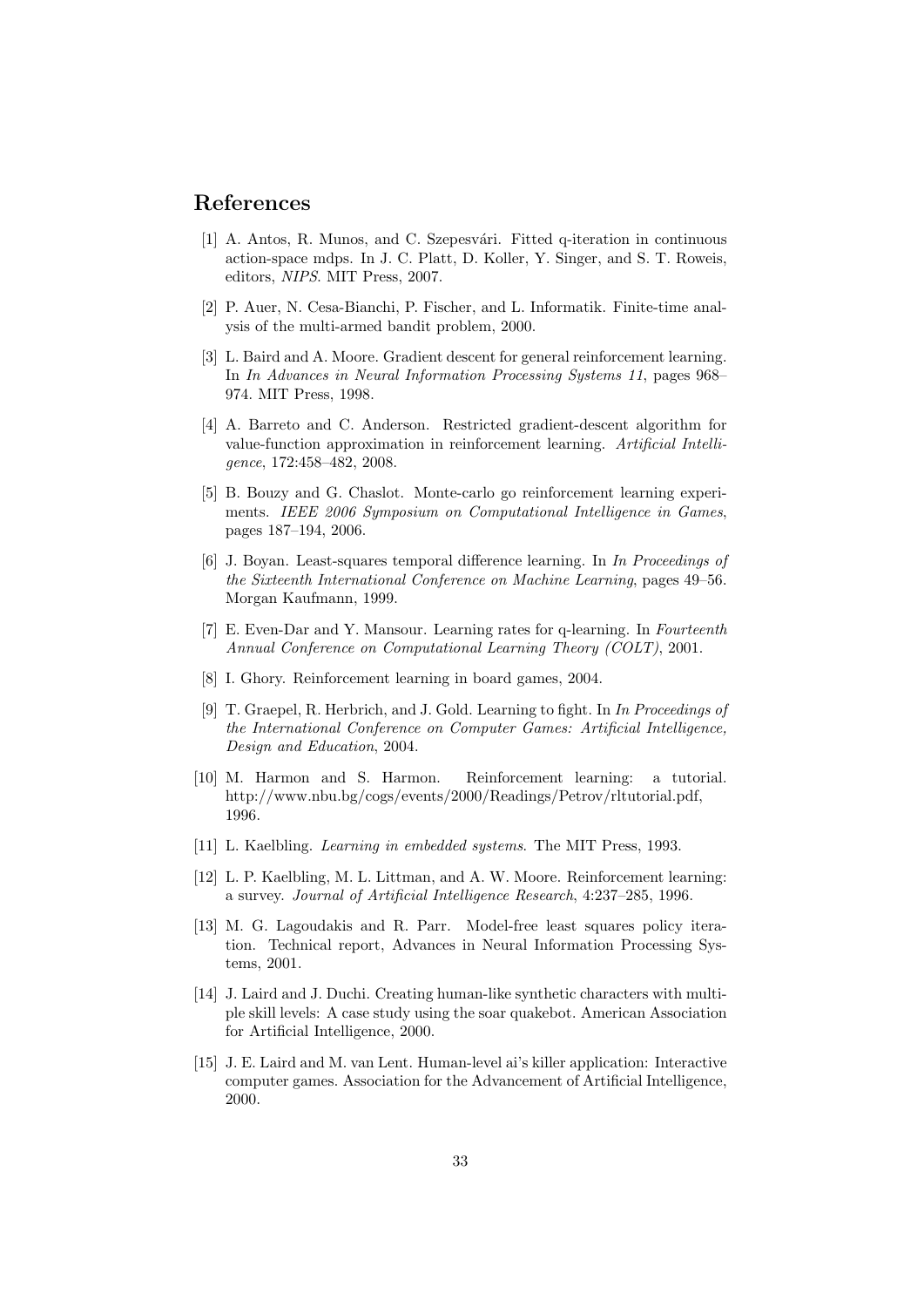# References

[1] A. Antos, R. Munos, and C. Szepesvári. Fitted q-iteration in continuous action-space mdps. In J. C. Platt, D. Koller, Y. Singer, and S. T. Roweis, editors, *NIPS*. MIT Press, 2007.

[2] P. Auer, N. Cesa-Bianchi, P. Fischer, and L. Informatik. Finite-time analysis of the multi-armed bandit problem, 2000.

[3] L. Baird and A. Moore. Gradient descent for general reinforcement learning. In *In Advances in Neural Information Processing Systems 11*, pages 968–974. MIT Press, 1998.

[4] A. Barreto and C. Anderson. Restricted gradient-descent algorithm for value-function approximation in reinforcement learning. *Artificial Intelligence*, 172:458–482, 2008.

[5] B. Bouzy and G. Chaslot. Monte-carlo go reinforcement learning experiments. *IEEE 2006 Symposium on Computational Intelligence in Games*, pages 187–194, 2006.

[6] J. Boyan. Least-squares temporal difference learning. In *In Proceedings of the Sixteenth International Conference on Machine Learning*, pages 49–56. Morgan Kaufmann, 1999.

[7] E. Even-Dar and Y. Mansour. Learning rates for q-learning. In *Fourteenth Annual Conference on Computational Learning Theory (COLT)*, 2001.

[8] I. Ghory. Reinforcement learning in board games, 2004.

[9] T. Graepel, R. Herbrich, and J. Gold. Learning to fight. In *In Proceedings of the International Conference on Computer Games: Artificial Intelligence, Design and Education*, 2004.

[10] M. Harmon and S. Harmon. Reinforcement learning: a tutorial. http://www.nbu.bg/cogs/events/2000/Readings/Petrov/rltutorial.pdf, 1996.

[11] L. Kaelbling. *Learning in embedded systems*. The MIT Press, 1993.

[12] L. P. Kaelbling, M. L. Littman, and A. W. Moore. Reinforcement learning: a survey. *Journal of Artificial Intelligence Research*, 4:237–285, 1996.

[13] M. G. Lagoudakis and R. Parr. Model-free least squares policy iteration. Technical report, Advances in Neural Information Processing Systems, 2001.

[14] J. Laird and J. Duchi. Creating human-like synthetic characters with multiple skill levels: A case study using the soar quakebot. American Association for Artificial Intelligence, 2000.

[15] J. E. Laird and M. van Lent. Human-level ai's killer application: Interactive computer games. Association for the Advancement of Artificial Intelligence, 2000.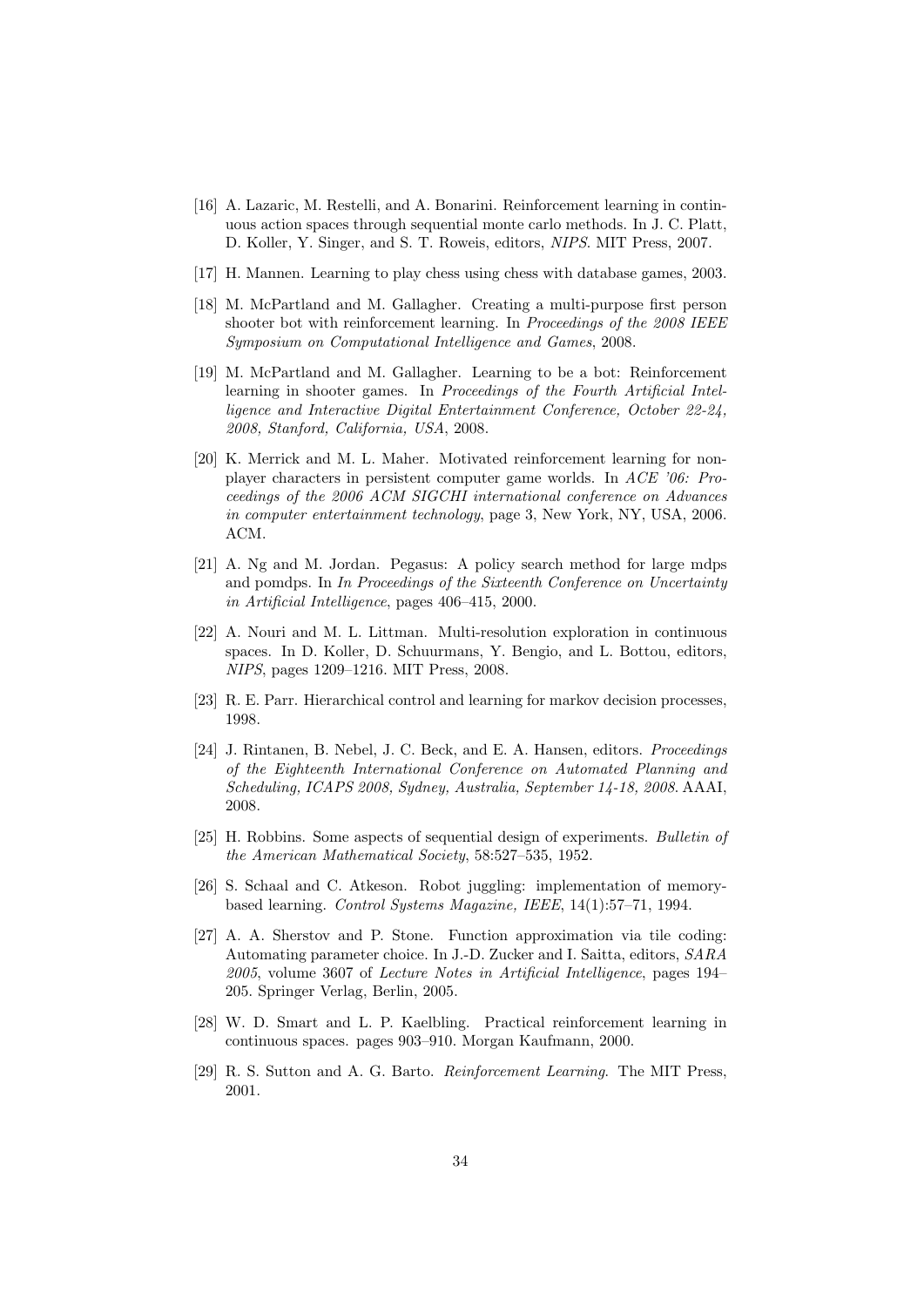[16] A. Lazaric, M. Restelli, and A. Bonarini. Reinforcement learning in continuous action spaces through sequential monte carlo methods. In J. C. Platt, D. Koller, Y. Singer, and S. T. Roweis, editors, *NIPS*. MIT Press, 2007.

[17] H. Mannen. Learning to play chess using chess with database games, 2003.

[18] M. McPartland and M. Gallagher. Creating a multi-purpose first person shooter bot with reinforcement learning. In *Proceedings of the 2008 IEEE Symposium on Computational Intelligence and Games*, 2008.

[19] M. McPartland and M. Gallagher. Learning to be a bot: Reinforcement learning in shooter games. In *Proceedings of the Fourth Artificial Intelligence and Interactive Digital Entertainment Conference, October 22-24, 2008, Stanford, California, USA*, 2008.

[20] K. Merrick and M. L. Maher. Motivated reinforcement learning for non-player characters in persistent computer game worlds. In *ACE '06: Proceedings of the 2006 ACM SIGCHI international conference on Advances in computer entertainment technology*, page 3, New York, NY, USA, 2006. ACM.

[21] A. Ng and M. Jordan. Pegasus: A policy search method for large mdps and pomdps. In *In Proceedings of the Sixteenth Conference on Uncertainty in Artificial Intelligence*, pages 406–415, 2000.

[22] A. Nouri and M. L. Littman. Multi-resolution exploration in continuous spaces. In D. Koller, D. Schuurmans, Y. Bengio, and L. Bottou, editors, *NIPS*, pages 1209–1216. MIT Press, 2008.

[23] R. E. Parr. Hierarchical control and learning for markov decision processes, 1998.

[24] J. Rintanen, B. Nebel, J. C. Beck, and E. A. Hansen, editors. *Proceedings of the Eighteenth International Conference on Automated Planning and Scheduling, ICAPS 2008, Sydney, Australia, September 14-18, 2008*. AAAI, 2008.

[25] H. Robbins. Some aspects of sequential design of experiments. *Bulletin of the American Mathematical Society*, 58:527–535, 1952.

[26] S. Schaal and C. Atkeson. Robot juggling: implementation of memory-based learning. *Control Systems Magazine, IEEE*, 14(1):57–71, 1994.

[27] A. A. Sherstov and P. Stone. Function approximation via tile coding: Automating parameter choice. In J.-D. Zucker and I. Saitta, editors, *SARA 2005*, volume 3607 of *Lecture Notes in Artificial Intelligence*, pages 194–205. Springer Verlag, Berlin, 2005.

[28] W. D. Smart and L. P. Kaelbling. Practical reinforcement learning in continuous spaces. pages 903–910. Morgan Kaufmann, 2000.

[29] R. S. Sutton and A. G. Barto. *Reinforcement Learning*. The MIT Press, 2001.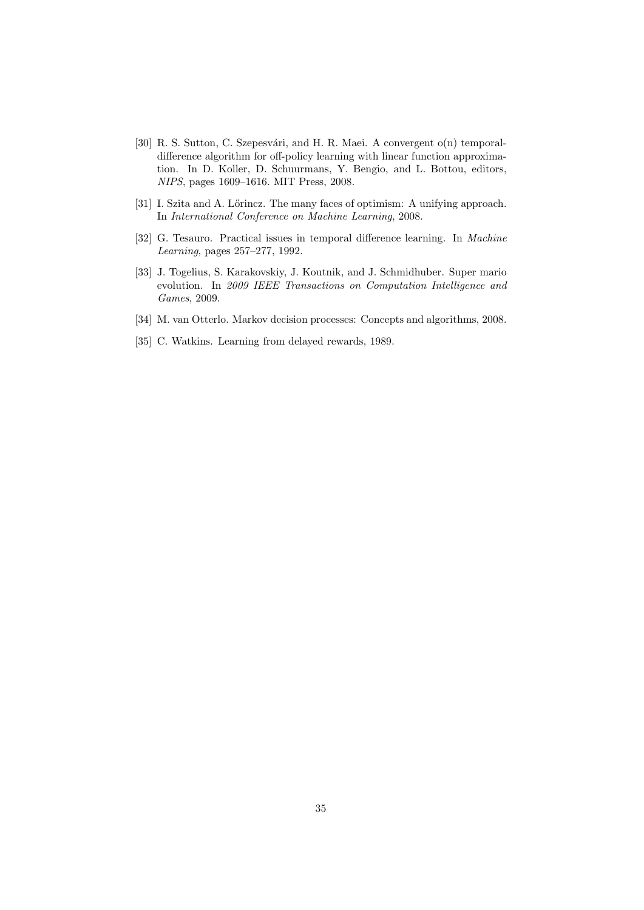[30] R. S. Sutton, C. Szepesvári, and H. R. Maei. A convergent o(n) temporal-difference algorithm for off-policy learning with linear function approximation. In D. Koller, D. Schuurmans, Y. Bengio, and L. Bottou, editors, *NIPS*, pages 1609–1616. MIT Press, 2008.

[31] I. Szita and A. Lőrincz. The many faces of optimism: A unifying approach. In *International Conference on Machine Learning*, 2008.

[32] G. Tesauro. Practical issues in temporal difference learning. In *Machine Learning*, pages 257–277, 1992.

[33] J. Togelius, S. Karakovskiy, J. Koutnik, and J. Schmidhuber. Super mario evolution. In *2009 IEEE Transactions on Computation Intelligence and Games*, 2009.

[34] M. van Otterlo. Markov decision processes: Concepts and algorithms, 2008.

[35] C. Watkins. Learning from delayed rewards, 1989.